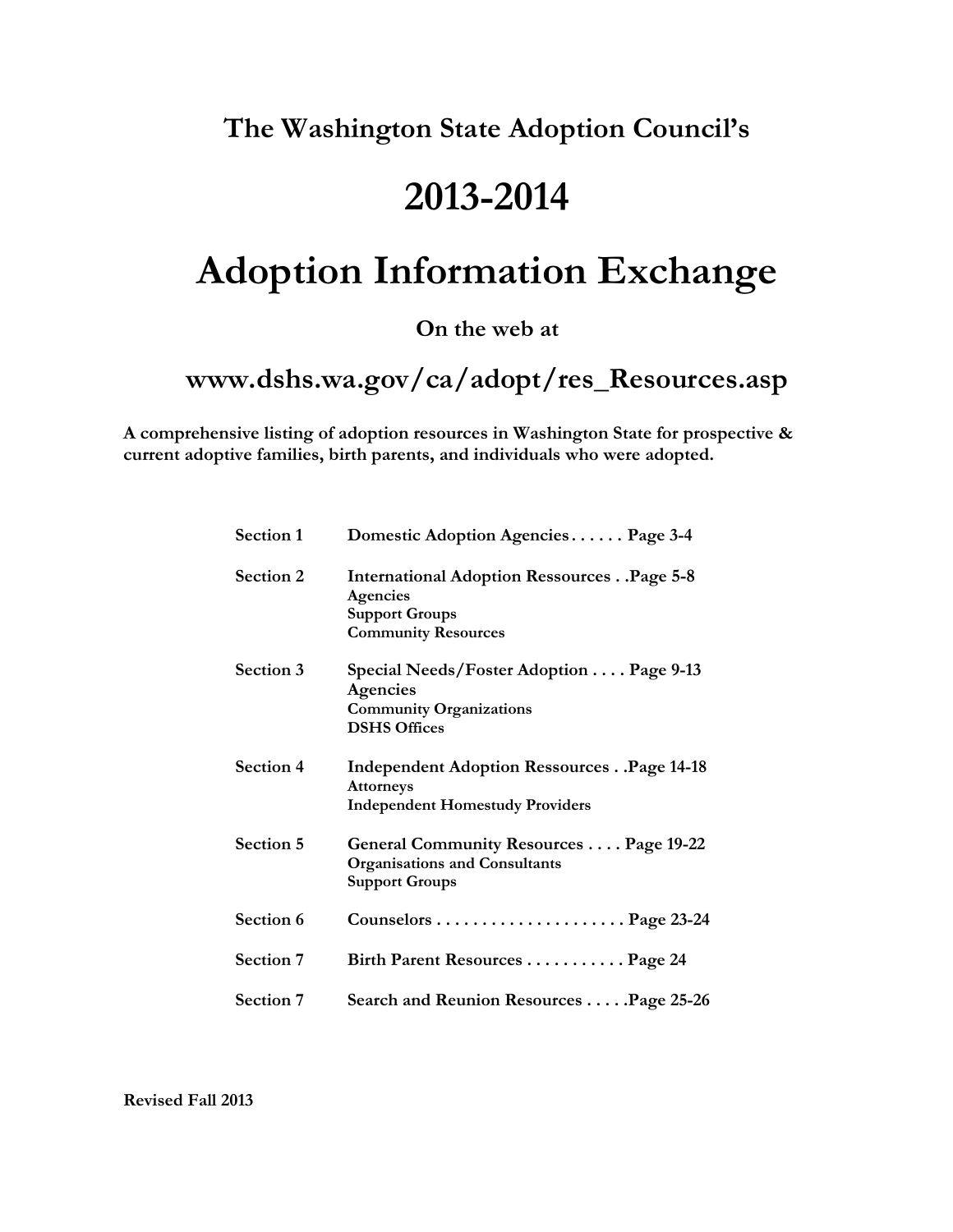# The Washington State Adoption Council's

# 2013-2014

# Adoption Information Exchange

**On the web at**

## www.dshs.wa.gov/ca/adopt/res_Resources.asp

**A comprehensive listing of adoption resources in Washington State for prospective & current adoptive families, birth parents, and individuals who were adopted.**

| | | |
|---|---|---|
| **Section 1** | **Domestic Adoption Agencies** | **Page 3-4** |
| **Section 2** | **International Adoption Ressources**<br>**Agencies**<br>**Support Groups**<br>**Community Resources** | **Page 5-8** |
| **Section 3** | **Special Needs/Foster Adoption**<br>**Agencies**<br>**Community Organizations**<br>**DSHS Offices** | **Page 9-13** |
| **Section 4** | **Independent Adoption Ressources**<br>**Attorneys**<br>**Independent Homestudy Providers** | **Page 14-18** |
| **Section 5** | **General Community Resources**<br>**Organisations and Consultants**<br>**Support Groups** | **Page 19-22** |
| **Section 6** | **Counselors** | **Page 23-24** |
| **Section 7** | **Birth Parent Resources** | **Page 24** |
| **Section 7** | **Search and Reunion Resources** | **Page 25-26** |

**Revised Fall 2013**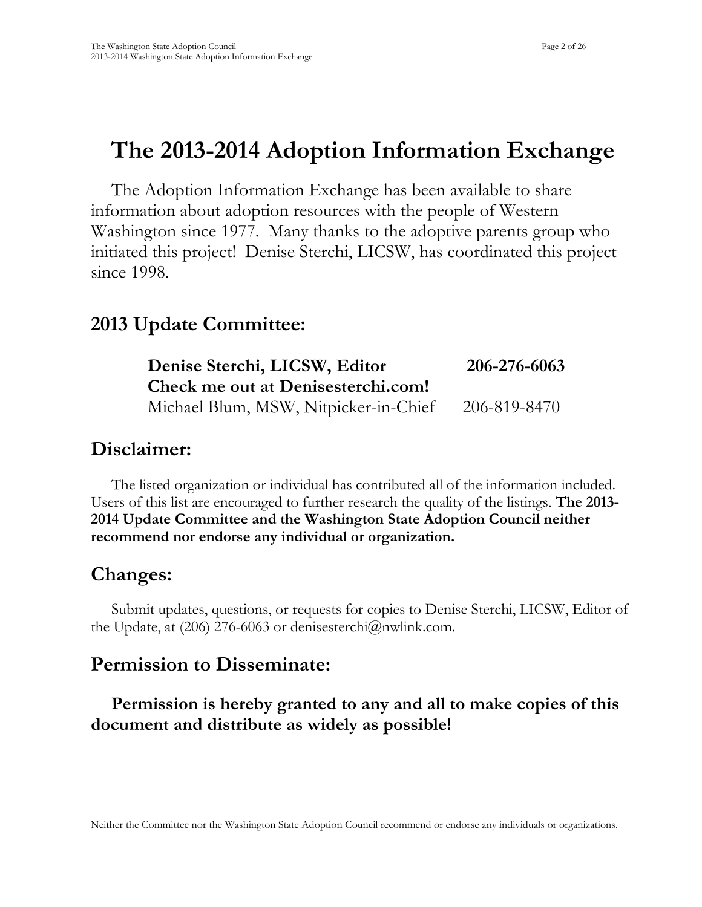# The 2013-2014 Adoption Information Exchange

The Adoption Information Exchange has been available to share information about adoption resources with the people of Western Washington since 1977. Many thanks to the adoptive parents group who initiated this project! Denise Sterchi, LICSW, has coordinated this project since 1998.

## 2013 Update Committee:

**Denise Sterchi, LICSW, Editor 206-276-6063**
**Check me out at Denisesterchi.com!**
Michael Blum, MSW, Nitpicker-in-Chief 206-819-8470

## Disclaimer:

The listed organization or individual has contributed all of the information included. Users of this list are encouraged to further research the quality of the listings. **The 2013-2014 Update Committee and the Washington State Adoption Council neither recommend nor endorse any individual or organization.**

## Changes:

Submit updates, questions, or requests for copies to Denise Sterchi, LICSW, Editor of the Update, at (206) 276-6063 or denisesterchi@nwlink.com.

## Permission to Disseminate:

**Permission is hereby granted to any and all to make copies of this document and distribute as widely as possible!**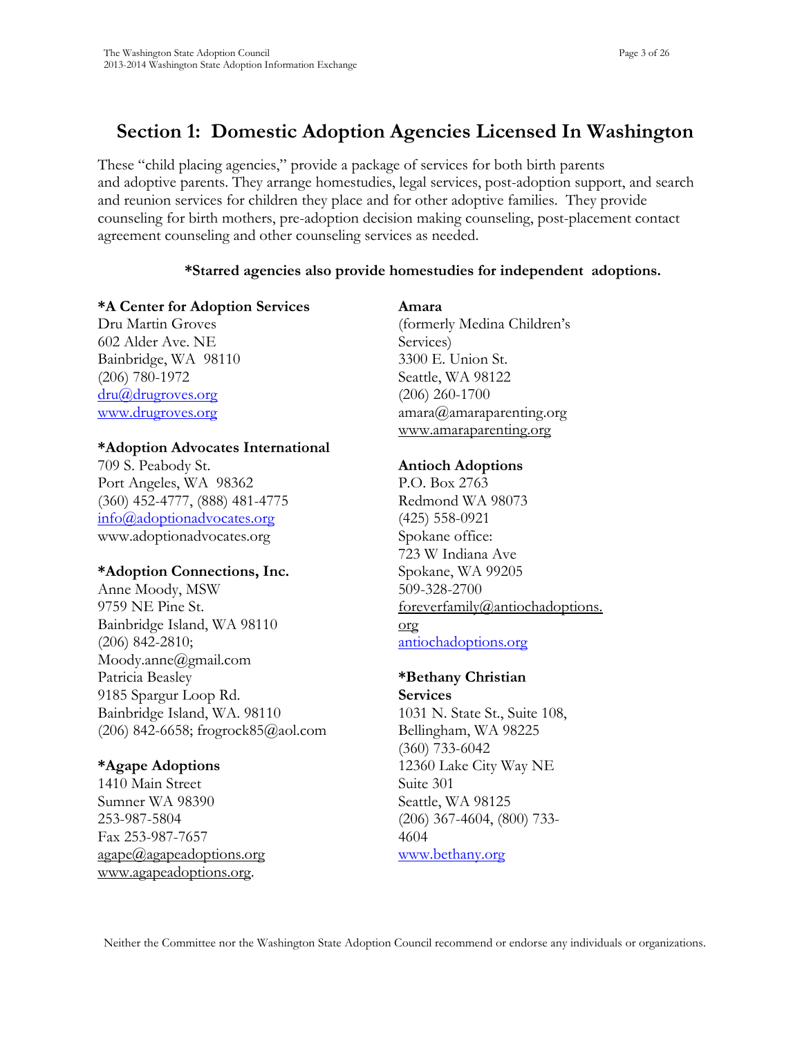# Section 1: Domestic Adoption Agencies Licensed In Washington

These "child placing agencies," provide a package of services for both birth parents and adoptive parents. They arrange homestudies, legal services, post-adoption support, and search and reunion services for children they place and for other adoptive families. They provide counseling for birth mothers, pre-adoption decision making counseling, post-placement contact agreement counseling and other counseling services as needed.

**\*Starred agencies also provide homestudies for independent adoptions.**

**\*A Center for Adoption Services**
Dru Martin Groves
602 Alder Ave. NE
Bainbridge, WA 98110
(206) 780-1972
dru@drugroves.org
www.drugroves.org

**\*Adoption Advocates International**
709 S. Peabody St.
Port Angeles, WA 98362
(360) 452-4777, (888) 481-4775
info@adoptionadvocates.org
www.adoptionadvocates.org

**\*Adoption Connections, Inc.**
Anne Moody, MSW
9759 NE Pine St.
Bainbridge Island, WA 98110
(206) 842-2810;
Moody.anne@gmail.com
Patricia Beasley
9185 Spargur Loop Rd.
Bainbridge Island, WA. 98110
(206) 842-6658; frogrock85@aol.com

**\*Agape Adoptions**
1410 Main Street
Sumner WA 98390
253-987-5804
Fax 253-987-7657
agape@agapeadoptions.org
www.agapeadoptions.org.

**Amara**
(formerly Medina Children's Services)
3300 E. Union St.
Seattle, WA 98122
(206) 260-1700
amara@amaraparenting.org
www.amaraparenting.org

**Antioch Adoptions**
P.O. Box 2763
Redmond WA 98073
(425) 558-0921
Spokane office:
723 W Indiana Ave
Spokane, WA 99205
509-328-2700
foreverfamily@antiochadoptions.org
antiochadoptions.org

**\*Bethany Christian Services**
1031 N. State St., Suite 108,
Bellingham, WA 98225
(360) 733-6042
12360 Lake City Way NE
Suite 301
Seattle, WA 98125
(206) 367-4604, (800) 733-4604
www.bethany.org

Neither the Committee nor the Washington State Adoption Council recommend or endorse any individuals or organizations.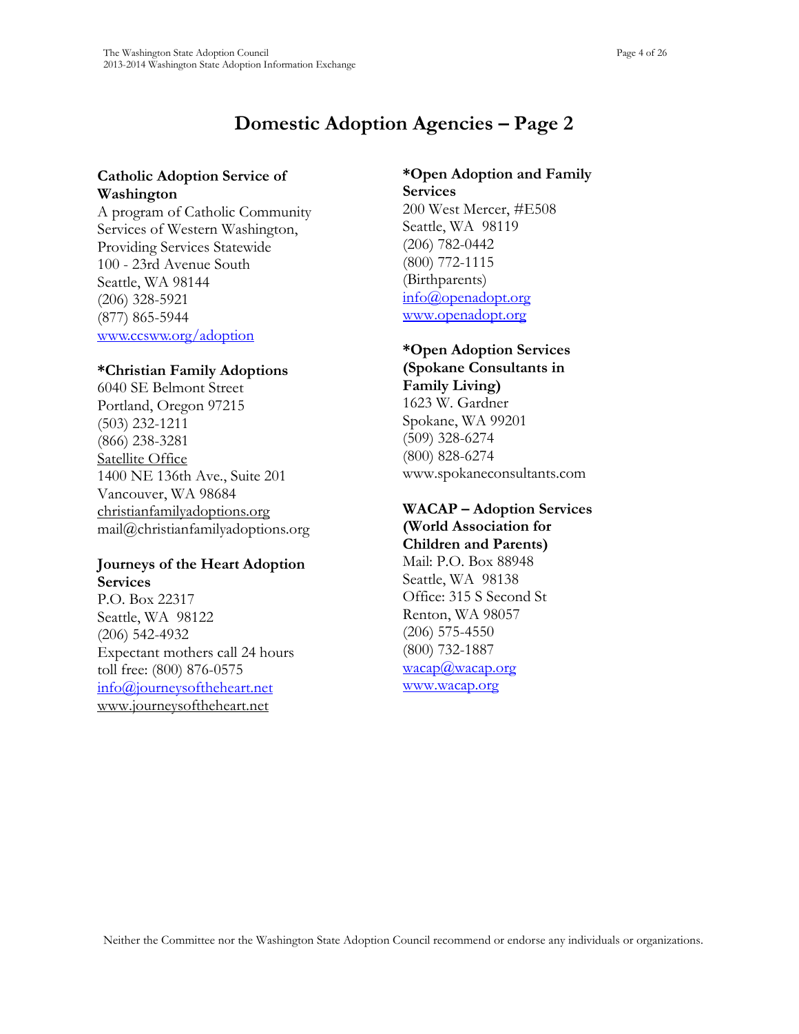# Domestic Adoption Agencies – Page 2

**Catholic Adoption Service of Washington**
A program of Catholic Community Services of Western Washington, Providing Services Statewide
100 - 23rd Avenue South
Seattle, WA 98144
(206) 328-5921
(877) 865-5944
www.ccsww.org/adoption

***Christian Family Adoptions**
6040 SE Belmont Street
Portland, Oregon 97215
(503) 232-1211
(866) 238-3281
Satellite Office
1400 NE 136th Ave., Suite 201
Vancouver, WA 98684
christianfamilyadoptions.org
mail@christianfamilyadoptions.org

**Journeys of the Heart Adoption Services**
P.O. Box 22317
Seattle, WA 98122
(206) 542-4932
Expectant mothers call 24 hours toll free: (800) 876-0575
info@journeysoftheheart.net
www.journeysoftheheart.net

***Open Adoption and Family Services**
200 West Mercer, #E508
Seattle, WA 98119
(206) 782-0442
(800) 772-1115
(Birthparents)
info@openadopt.org
www.openadopt.org

***Open Adoption Services (Spokane Consultants in Family Living)**
1623 W. Gardner
Spokane, WA 99201
(509) 328-6274
(800) 828-6274
www.spokaneconsultants.com

**WACAP – Adoption Services (World Association for Children and Parents)**
Mail: P.O. Box 88948
Seattle, WA 98138
Office: 315 S Second St
Renton, WA 98057
(206) 575-4550
(800) 732-1887
wacap@wacap.org
www.wacap.org

Neither the Committee nor the Washington State Adoption Council recommend or endorse any individuals or organizations.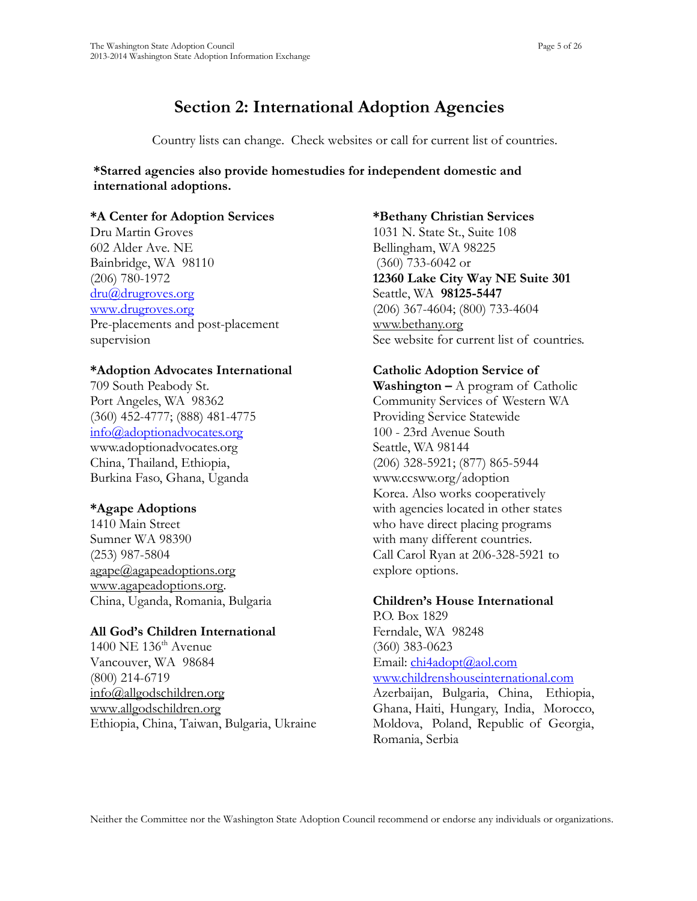# Section 2: International Adoption Agencies

Country lists can change. Check websites or call for current list of countries.

**\*Starred agencies also provide homestudies for independent domestic and international adoptions.**

**\*A Center for Adoption Services**
Dru Martin Groves
602 Alder Ave. NE
Bainbridge, WA 98110
(206) 780-1972
dru@drugroves.org
www.drugroves.org
Pre-placements and post-placement supervision

**\*Adoption Advocates International**
709 South Peabody St.
Port Angeles, WA 98362
(360) 452-4777; (888) 481-4775
info@adoptionadvocates.org
www.adoptionadvocates.org
China, Thailand, Ethiopia, Burkina Faso, Ghana, Uganda

**\*Agape Adoptions**
1410 Main Street
Sumner WA 98390
(253) 987-5804
agape@agapeadoptions.org
www.agapeadoptions.org.
China, Uganda, Romania, Bulgaria

**All God's Children International**
1400 NE 136th Avenue
Vancouver, WA 98684
(800) 214-6719
info@allgodschildren.org
www.allgodschildren.org
Ethiopia, China, Taiwan, Bulgaria, Ukraine

**\*Bethany Christian Services**
1031 N. State St., Suite 108
Bellingham, WA 98225
(360) 733-6042 or
**12360 Lake City Way NE Suite 301**
Seattle, WA **98125-5447**
(206) 367-4604; (800) 733-4604
www.bethany.org
See website for current list of countries.

**Catholic Adoption Service of Washington –** A program of Catholic Community Services of Western WA
Providing Service Statewide
100 - 23rd Avenue South
Seattle, WA 98144
(206) 328-5921; (877) 865-5944
www.ccsww.org/adoption
Korea. Also works cooperatively with agencies located in other states who have direct placing programs with many different countries.
Call Carol Ryan at 206-328-5921 to explore options.

**Children's House International**
P.O. Box 1829
Ferndale, WA 98248
(360) 383-0623
Email: chi4adopt@aol.com
www.childrenshouseinternational.com
Azerbaijan, Bulgaria, China, Ethiopia, Ghana, Haiti, Hungary, India, Morocco, Moldova, Poland, Republic of Georgia, Romania, Serbia

Neither the Committee nor the Washington State Adoption Council recommend or endorse any individuals or organizations.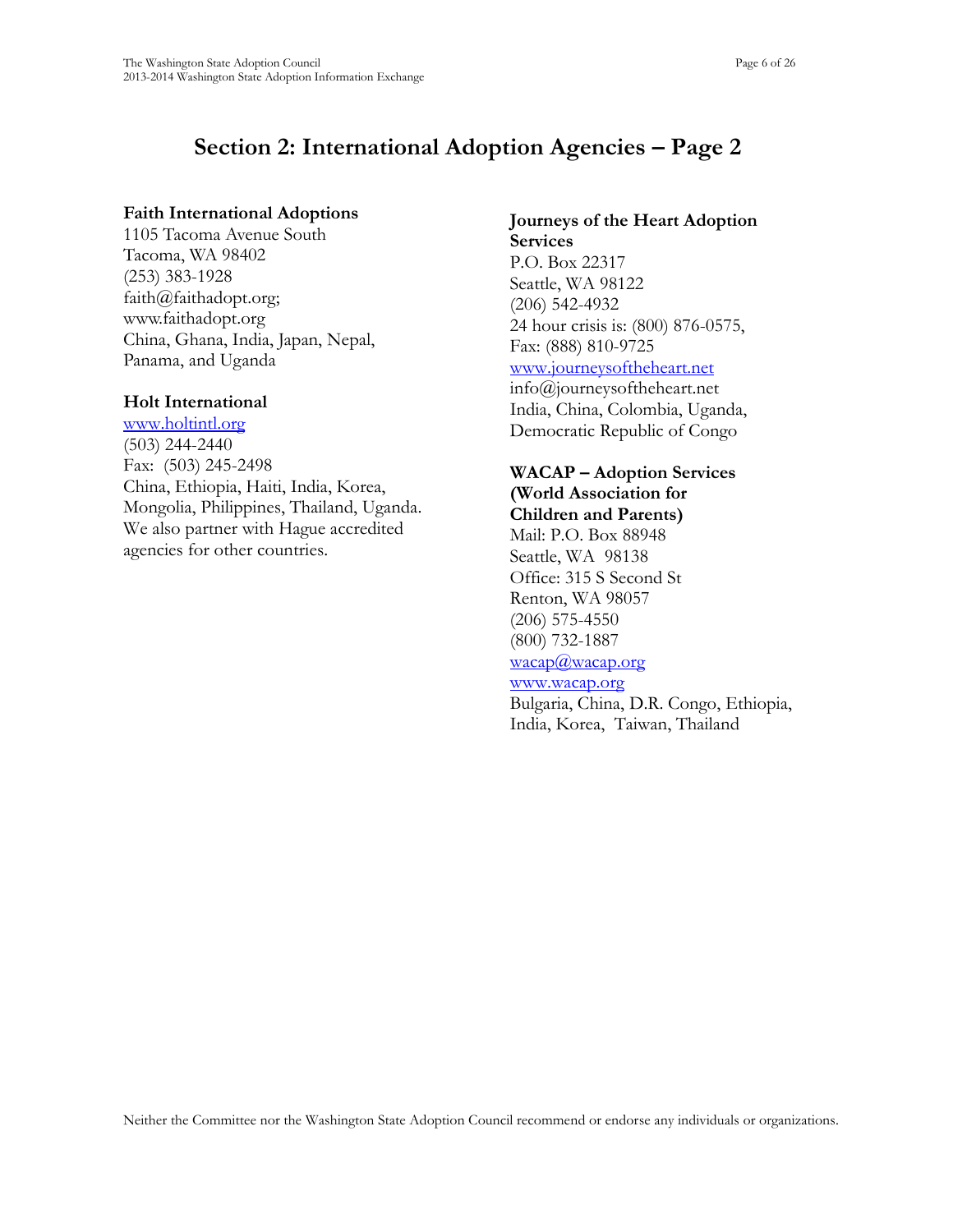# Section 2: International Adoption Agencies – Page 2

**Faith International Adoptions**
1105 Tacoma Avenue South
Tacoma, WA 98402
(253) 383-1928
faith@faithadopt.org;
www.faithadopt.org
China, Ghana, India, Japan, Nepal, Panama, and Uganda

**Holt International**
www.holtintl.org
(503) 244-2440
Fax: (503) 245-2498
China, Ethiopia, Haiti, India, Korea, Mongolia, Philippines, Thailand, Uganda. We also partner with Hague accredited agencies for other countries.

**Journeys of the Heart Adoption Services**
P.O. Box 22317
Seattle, WA 98122
(206) 542-4932
24 hour crisis is: (800) 876-0575,
Fax: (888) 810-9725
www.journeysoftheheart.net
info@journeysoftheheart.net
India, China, Colombia, Uganda, Democratic Republic of Congo

**WACAP – Adoption Services (World Association for Children and Parents)**
Mail: P.O. Box 88948
Seattle, WA 98138
Office: 315 S Second St
Renton, WA 98057
(206) 575-4550
(800) 732-1887
wacap@wacap.org
www.wacap.org
Bulgaria, China, D.R. Congo, Ethiopia, India, Korea, Taiwan, Thailand

Neither the Committee nor the Washington State Adoption Council recommend or endorse any individuals or organizations.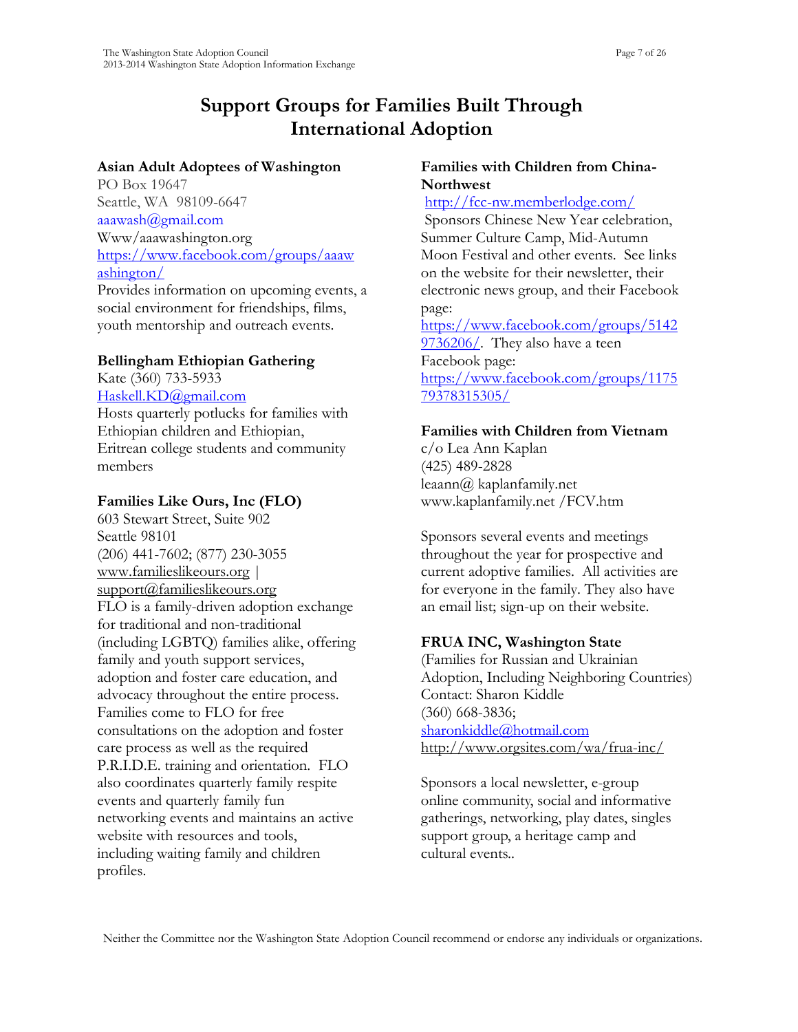# Support Groups for Families Built Through International Adoption

**Asian Adult Adoptees of Washington**
PO Box 19647
Seattle, WA 98109-6647
aaawash@gmail.com
Www/aaawashington.org
https://www.facebook.com/groups/aaawashington/
Provides information on upcoming events, a social environment for friendships, films, youth mentorship and outreach events.

**Bellingham Ethiopian Gathering**
Kate (360) 733-5933
Haskell.KD@gmail.com
Hosts quarterly potlucks for families with Ethiopian children and Ethiopian, Eritrean college students and community members

**Families Like Ours, Inc (FLO)**
603 Stewart Street, Suite 902
Seattle 98101
(206) 441-7602; (877) 230-3055
www.familieslikeours.org | support@familieslikeours.org
FLO is a family-driven adoption exchange for traditional and non-traditional (including LGBTQ) families alike, offering family and youth support services, adoption and foster care education, and advocacy throughout the entire process. Families come to FLO for free consultations on the adoption and foster care process as well as the required P.R.I.D.E. training and orientation. FLO also coordinates quarterly family respite events and quarterly family fun networking events and maintains an active website with resources and tools, including waiting family and children profiles.

**Families with Children from China-Northwest**
http://fcc-nw.memberlodge.com/
Sponsors Chinese New Year celebration, Summer Culture Camp, Mid-Autumn Moon Festival and other events. See links on the website for their newsletter, their electronic news group, and their Facebook page:
https://www.facebook.com/groups/51429736206/. They also have a teen Facebook page:
https://www.facebook.com/groups/117579378315305/

**Families with Children from Vietnam**
c/o Lea Ann Kaplan
(425) 489-2828
leaann@ kaplanfamily.net
www.kaplanfamily.net /FCV.htm

Sponsors several events and meetings throughout the year for prospective and current adoptive families. All activities are for everyone in the family. They also have an email list; sign-up on their website.

**FRUA INC, Washington State**
(Families for Russian and Ukrainian Adoption, Including Neighboring Countries)
Contact: Sharon Kiddle
(360) 668-3836;
sharonkiddle@hotmail.com
http://www.orgsites.com/wa/frua-inc/

Sponsors a local newsletter, e-group online community, social and informative gatherings, networking, play dates, singles support group, a heritage camp and cultural events..

Neither the Committee nor the Washington State Adoption Council recommend or endorse any individuals or organizations.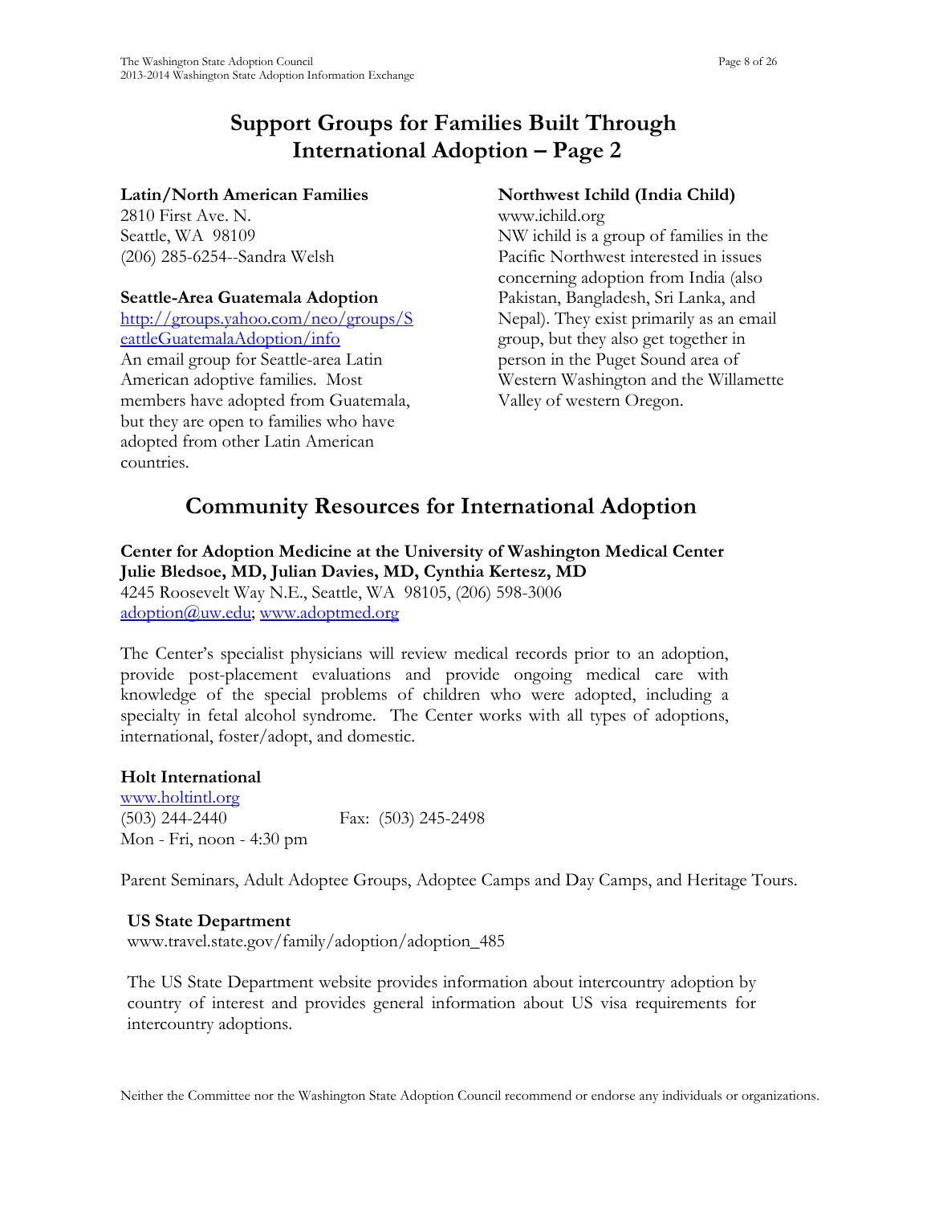# Support Groups for Families Built Through International Adoption – Page 2

**Latin/North American Families**
2810 First Ave. N.
Seattle, WA 98109
(206) 285-6254--Sandra Welsh

**Seattle-Area Guatemala Adoption**
http://groups.yahoo.com/neo/groups/SeattleGuatemalaAdoption/info
An email group for Seattle-area Latin American adoptive families. Most members have adopted from Guatemala, but they are open to families who have adopted from other Latin American countries.

**Northwest Ichild (India Child)**
www.ichild.org
NW ichild is a group of families in the Pacific Northwest interested in issues concerning adoption from India (also Pakistan, Bangladesh, Sri Lanka, and Nepal). They exist primarily as an email group, but they also get together in person in the Puget Sound area of Western Washington and the Willamette Valley of western Oregon.

# Community Resources for International Adoption

**Center for Adoption Medicine at the University of Washington Medical Center**
**Julie Bledsoe, MD, Julian Davies, MD, Cynthia Kertesz, MD**
4245 Roosevelt Way N.E., Seattle, WA 98105, (206) 598-3006
adoption@uw.edu; www.adoptmed.org

The Center's specialist physicians will review medical records prior to an adoption, provide post-placement evaluations and provide ongoing medical care with knowledge of the special problems of children who were adopted, including a specialty in fetal alcohol syndrome. The Center works with all types of adoptions, international, foster/adopt, and domestic.

**Holt International**
www.holtintl.org
(503) 244-2440 Fax: (503) 245-2498
Mon - Fri, noon - 4:30 pm

Parent Seminars, Adult Adoptee Groups, Adoptee Camps and Day Camps, and Heritage Tours.

**US State Department**
www.travel.state.gov/family/adoption/adoption_485

The US State Department website provides information about intercountry adoption by country of interest and provides general information about US visa requirements for intercountry adoptions.

Neither the Committee nor the Washington State Adoption Council recommend or endorse any individuals or organizations.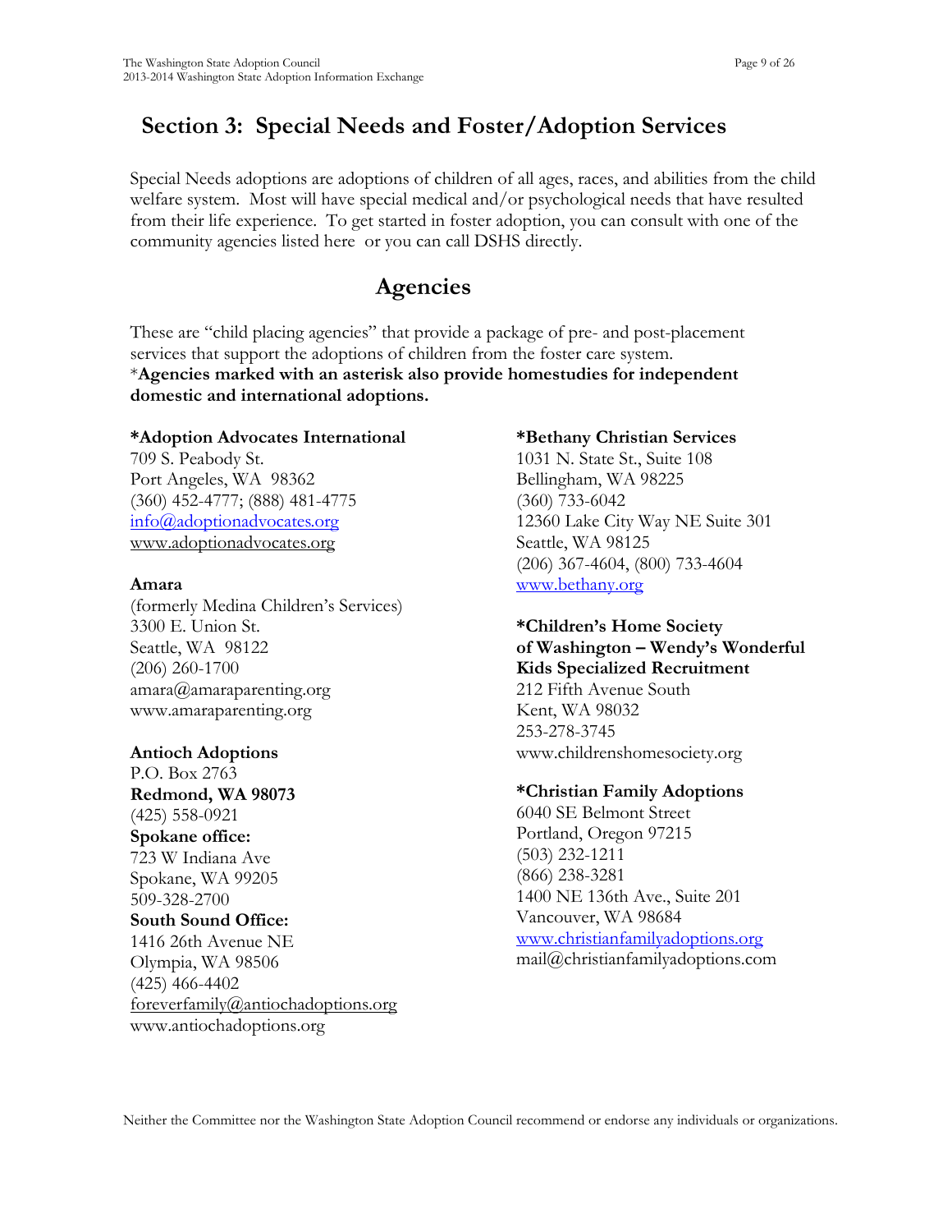# Section 3: Special Needs and Foster/Adoption Services

Special Needs adoptions are adoptions of children of all ages, races, and abilities from the child welfare system. Most will have special medical and/or psychological needs that have resulted from their life experience. To get started in foster adoption, you can consult with one of the community agencies listed here or you can call DSHS directly.

## Agencies

These are "child placing agencies" that provide a package of pre- and post-placement services that support the adoptions of children from the foster care system.
*__Agencies marked with an asterisk also provide homestudies for independent domestic and international adoptions.__

**\*Adoption Advocates International**
709 S. Peabody St.
Port Angeles, WA 98362
(360) 452-4777; (888) 481-4775
info@adoptionadvocates.org
www.adoptionadvocates.org

**Amara**
(formerly Medina Children's Services)
3300 E. Union St.
Seattle, WA 98122
(206) 260-1700
amara@amaraparenting.org
www.amaraparenting.org

**Antioch Adoptions**
P.O. Box 2763
**Redmond, WA 98073**
(425) 558-0921
**Spokane office:**
723 W Indiana Ave
Spokane, WA 99205
509-328-2700
**South Sound Office:**
1416 26th Avenue NE
Olympia, WA 98506
(425) 466-4402
foreverfamily@antiochadoptions.org
www.antiochadoptions.org

**\*Bethany Christian Services**
1031 N. State St., Suite 108
Bellingham, WA 98225
(360) 733-6042
12360 Lake City Way NE Suite 301
Seattle, WA 98125
(206) 367-4604, (800) 733-4604
www.bethany.org

**\*Children's Home Society of Washington – Wendy's Wonderful Kids Specialized Recruitment**
212 Fifth Avenue South
Kent, WA 98032
253-278-3745
www.childrenshomesociety.org

**\*Christian Family Adoptions**
6040 SE Belmont Street
Portland, Oregon 97215
(503) 232-1211
(866) 238-3281
1400 NE 136th Ave., Suite 201
Vancouver, WA 98684
www.christianfamilyadoptions.org
mail@christianfamilyadoptions.com

Neither the Committee nor the Washington State Adoption Council recommend or endorse any individuals or organizations.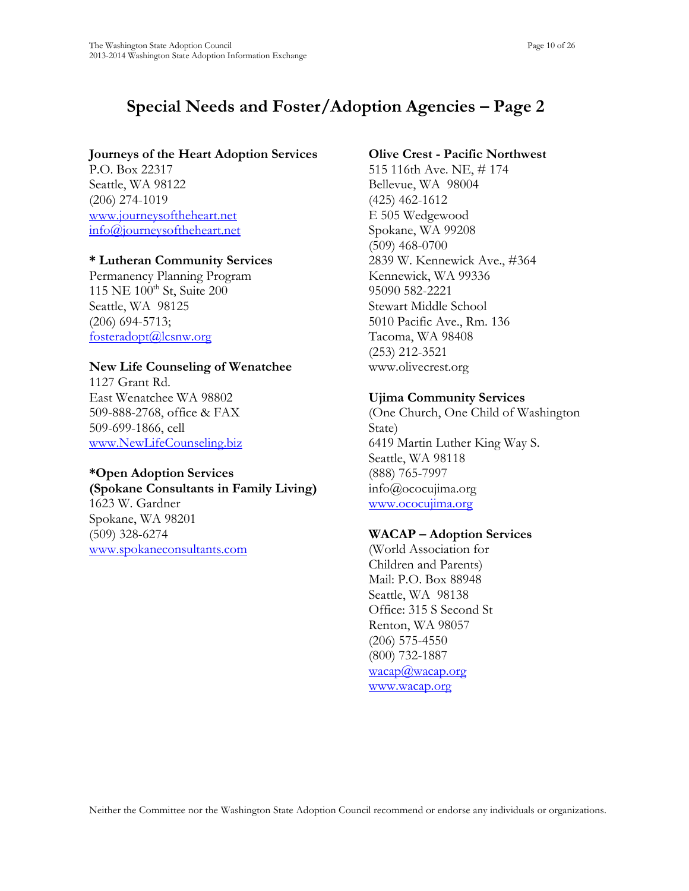# Special Needs and Foster/Adoption Agencies – Page 2

**Journeys of the Heart Adoption Services**
P.O. Box 22317
Seattle, WA 98122
(206) 274-1019
www.journeysoftheheart.net
info@journeysoftheheart.net

**\* Lutheran Community Services**
Permanency Planning Program
115 NE 100th St, Suite 200
Seattle, WA 98125
(206) 694-5713;
fosteradopt@lcsnw.org

**New Life Counseling of Wenatchee**
1127 Grant Rd.
East Wenatchee WA 98802
509-888-2768, office & FAX
509-699-1866, cell
www.NewLifeCounseling.biz

**\*Open Adoption Services**
**(Spokane Consultants in Family Living)**
1623 W. Gardner
Spokane, WA 98201
(509) 328-6274
www.spokaneconsultants.com

**Olive Crest - Pacific Northwest**
515 116th Ave. NE, # 174
Bellevue, WA 98004
(425) 462-1612
E 505 Wedgewood
Spokane, WA 99208
(509) 468-0700
2839 W. Kennewick Ave., #364
Kennewick, WA 99336
95090 582-2221
Stewart Middle School
5010 Pacific Ave., Rm. 136
Tacoma, WA 98408
(253) 212-3521
www.olivecrest.org

**Ujima Community Services**
(One Church, One Child of Washington State)
6419 Martin Luther King Way S.
Seattle, WA 98118
(888) 765-7997
info@ococujima.org
www.ococujima.org

**WACAP – Adoption Services**
(World Association for Children and Parents)
Mail: P.O. Box 88948
Seattle, WA 98138
Office: 315 S Second St
Renton, WA 98057
(206) 575-4550
(800) 732-1887
wacap@wacap.org
www.wacap.org

Neither the Committee nor the Washington State Adoption Council recommend or endorse any individuals or organizations.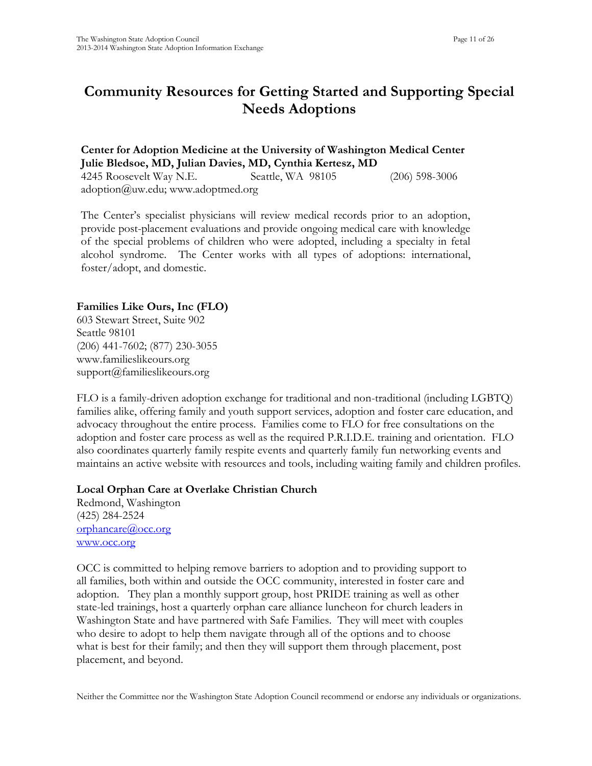# Community Resources for Getting Started and Supporting Special Needs Adoptions

**Center for Adoption Medicine at the University of Washington Medical Center**
**Julie Bledsoe, MD, Julian Davies, MD, Cynthia Kertesz, MD**
4245 Roosevelt Way N.E. Seattle, WA 98105 (206) 598-3006
adoption@uw.edu; www.adoptmed.org

The Center's specialist physicians will review medical records prior to an adoption, provide post-placement evaluations and provide ongoing medical care with knowledge of the special problems of children who were adopted, including a specialty in fetal alcohol syndrome. The Center works with all types of adoptions: international, foster/adopt, and domestic.

**Families Like Ours, Inc (FLO)**
603 Stewart Street, Suite 902
Seattle 98101
(206) 441-7602; (877) 230-3055
www.familieslikeours.org
support@familieslikeours.org

FLO is a family-driven adoption exchange for traditional and non-traditional (including LGBTQ) families alike, offering family and youth support services, adoption and foster care education, and advocacy throughout the entire process. Families come to FLO for free consultations on the adoption and foster care process as well as the required P.R.I.D.E. training and orientation. FLO also coordinates quarterly family respite events and quarterly family fun networking events and maintains an active website with resources and tools, including waiting family and children profiles.

**Local Orphan Care at Overlake Christian Church**
Redmond, Washington
(425) 284-2524
orphancare@occ.org
www.occ.org

OCC is committed to helping remove barriers to adoption and to providing support to all families, both within and outside the OCC community, interested in foster care and adoption. They plan a monthly support group, host PRIDE training as well as other state-led trainings, host a quarterly orphan care alliance luncheon for church leaders in Washington State and have partnered with Safe Families. They will meet with couples who desire to adopt to help them navigate through all of the options and to choose what is best for their family; and then they will support them through placement, post placement, and beyond.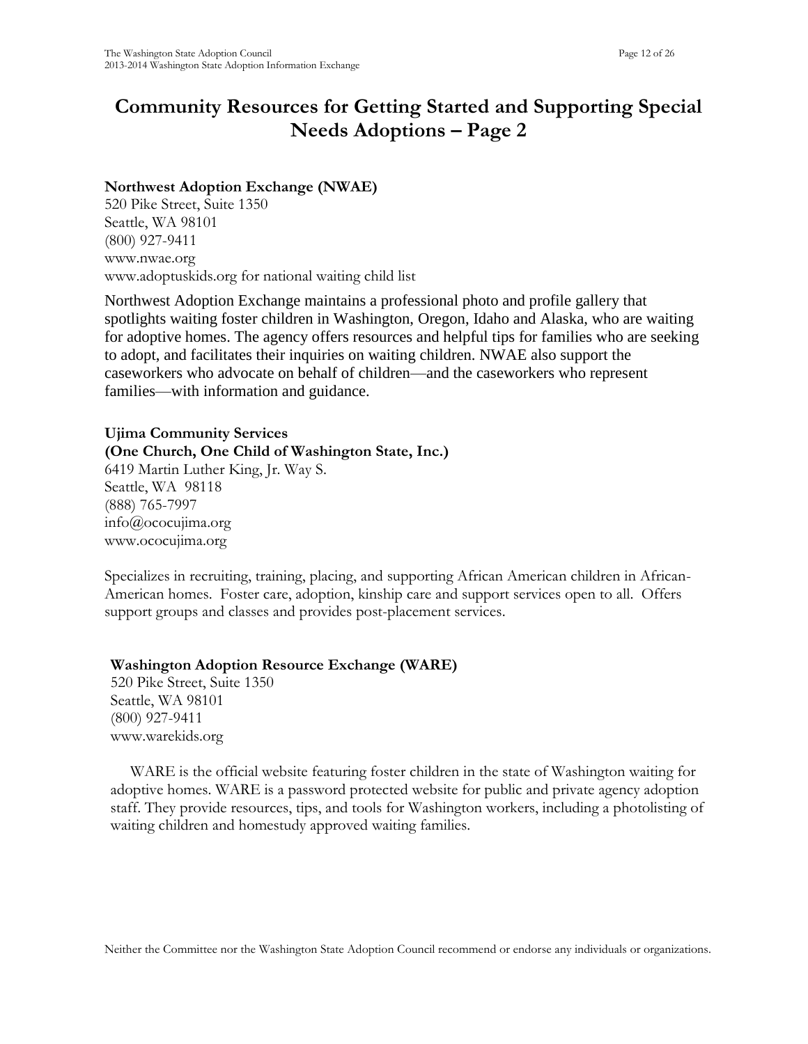# Community Resources for Getting Started and Supporting Special Needs Adoptions – Page 2

**Northwest Adoption Exchange (NWAE)**
520 Pike Street, Suite 1350
Seattle, WA 98101
(800) 927-9411
www.nwae.org
www.adoptuskids.org for national waiting child list

Northwest Adoption Exchange maintains a professional photo and profile gallery that spotlights waiting foster children in Washington, Oregon, Idaho and Alaska, who are waiting for adoptive homes. The agency offers resources and helpful tips for families who are seeking to adopt, and facilitates their inquiries on waiting children. NWAE also support the caseworkers who advocate on behalf of children—and the caseworkers who represent families—with information and guidance.

**Ujima Community Services**
**(One Church, One Child of Washington State, Inc.)**
6419 Martin Luther King, Jr. Way S.
Seattle, WA 98118
(888) 765-7997
info@ococujima.org
www.ococujima.org

Specializes in recruiting, training, placing, and supporting African American children in African-American homes. Foster care, adoption, kinship care and support services open to all. Offers support groups and classes and provides post-placement services.

**Washington Adoption Resource Exchange (WARE)**
520 Pike Street, Suite 1350
Seattle, WA 98101
(800) 927-9411
www.warekids.org

WARE is the official website featuring foster children in the state of Washington waiting for adoptive homes. WARE is a password protected website for public and private agency adoption staff. They provide resources, tips, and tools for Washington workers, including a photolisting of waiting children and homestudy approved waiting families.

Neither the Committee nor the Washington State Adoption Council recommend or endorse any individuals or organizations.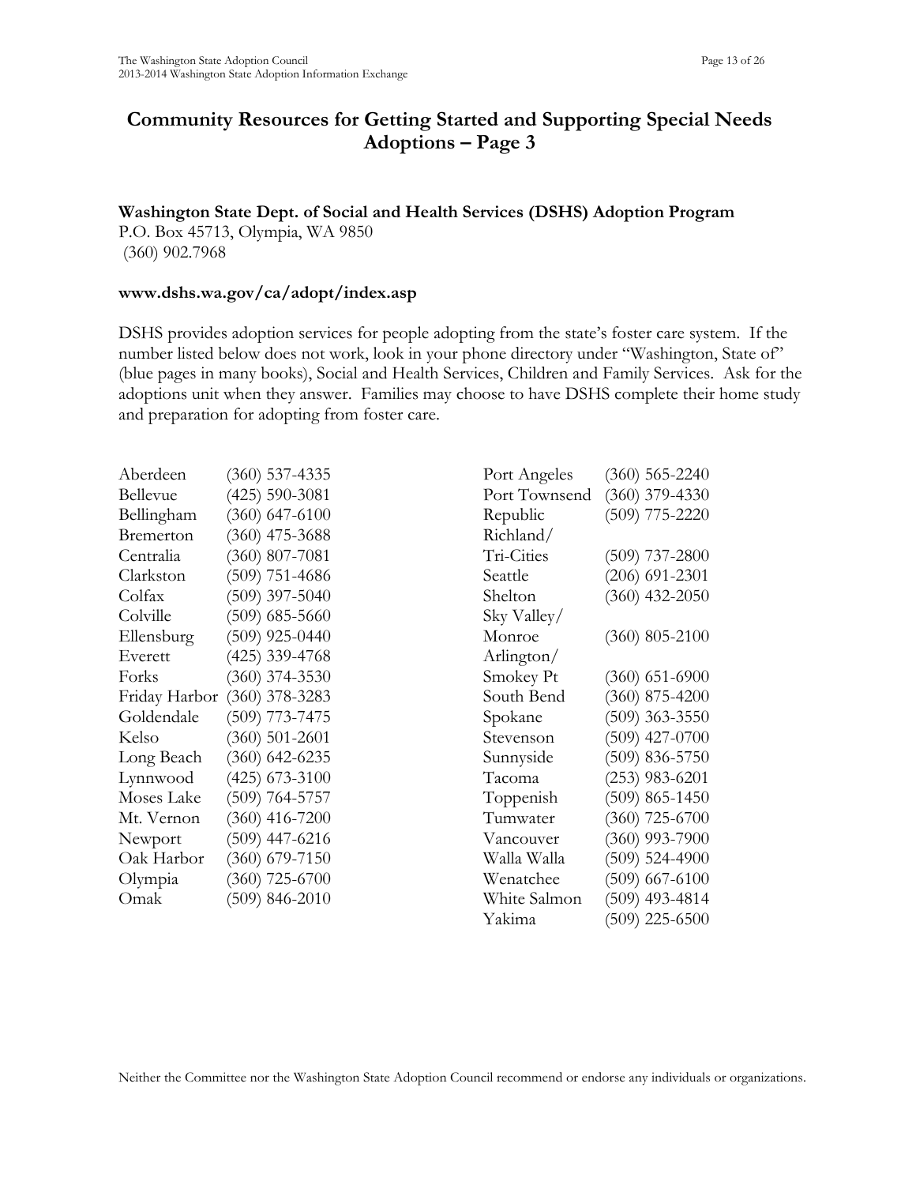# Community Resources for Getting Started and Supporting Special Needs Adoptions – Page 3

**Washington State Dept. of Social and Health Services (DSHS) Adoption Program**
P.O. Box 45713, Olympia, WA 9850
(360) 902.7968

**www.dshs.wa.gov/ca/adopt/index.asp**

DSHS provides adoption services for people adopting from the state's foster care system. If the number listed below does not work, look in your phone directory under "Washington, State of" (blue pages in many books), Social and Health Services, Children and Family Services. Ask for the adoptions unit when they answer. Families may choose to have DSHS complete their home study and preparation for adopting from foster care.

| | |
|---|---|
| Aberdeen | (360) 537-4335 |
| Bellevue | (425) 590-3081 |
| Bellingham | (360) 647-6100 |
| Bremerton | (360) 475-3688 |
| Centralia | (360) 807-7081 |
| Clarkston | (509) 751-4686 |
| Colfax | (509) 397-5040 |
| Colville | (509) 685-5660 |
| Ellensburg | (509) 925-0440 |
| Everett | (425) 339-4768 |
| Forks | (360) 374-3530 |
| Friday Harbor | (360) 378-3283 |
| Goldendale | (509) 773-7475 |
| Kelso | (360) 501-2601 |
| Long Beach | (360) 642-6235 |
| Lynnwood | (425) 673-3100 |
| Moses Lake | (509) 764-5757 |
| Mt. Vernon | (360) 416-7200 |
| Newport | (509) 447-6216 |
| Oak Harbor | (360) 679-7150 |
| Olympia | (360) 725-6700 |
| Omak | (509) 846-2010 |
| Port Angeles | (360) 565-2240 |
| Port Townsend | (360) 379-4330 |
| Republic | (509) 775-2220 |
| Richland/ Tri-Cities | (509) 737-2800 |
| Seattle | (206) 691-2301 |
| Shelton | (360) 432-2050 |
| Sky Valley/ Monroe | (360) 805-2100 |
| Arlington/ Smokey Pt | (360) 651-6900 |
| South Bend | (360) 875-4200 |
| Spokane | (509) 363-3550 |
| Stevenson | (509) 427-0700 |
| Sunnyside | (509) 836-5750 |
| Tacoma | (253) 983-6201 |
| Toppenish | (509) 865-1450 |
| Tumwater | (360) 725-6700 |
| Vancouver | (360) 993-7900 |
| Walla Walla | (509) 524-4900 |
| Wenatchee | (509) 667-6100 |
| White Salmon | (509) 493-4814 |
| Yakima | (509) 225-6500 |

Neither the Committee nor the Washington State Adoption Council recommend or endorse any individuals or organizations.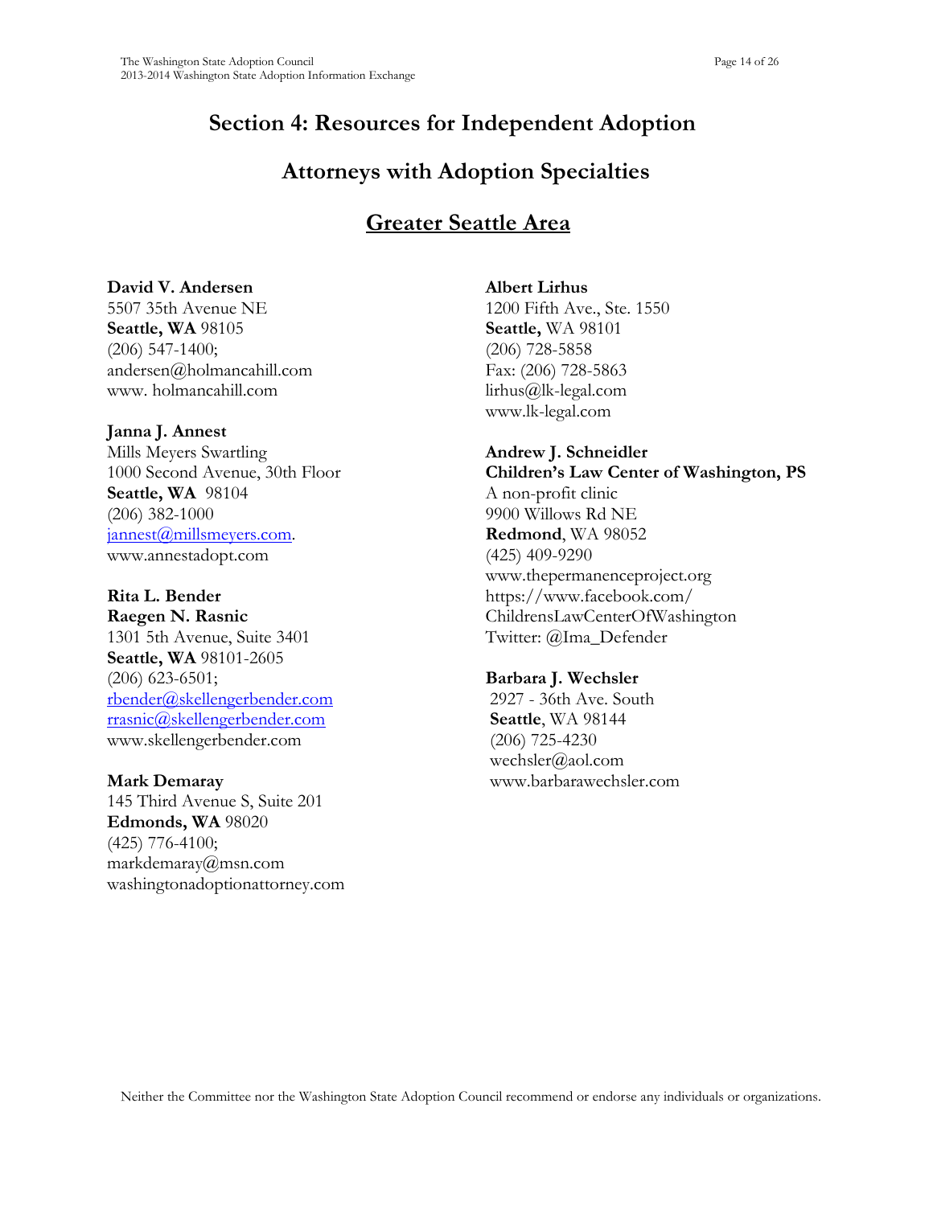# Section 4: Resources for Independent Adoption

## Attorneys with Adoption Specialties

## Greater Seattle Area

**David V. Andersen**
5507 35th Avenue NE
**Seattle, WA** 98105
(206) 547-1400;
andersen@holmancahill.com
www. holmancahill.com

**Janna J. Annest**
Mills Meyers Swartling
1000 Second Avenue, 30th Floor
**Seattle, WA** 98104
(206) 382-1000
jannest@millsmeyers.com.
www.annestadopt.com

**Rita L. Bender**
**Raegen N. Rasnic**
1301 5th Avenue, Suite 3401
**Seattle, WA** 98101-2605
(206) 623-6501;
rbender@skellengerbender.com
rrasnic@skellengerbender.com
www.skellengerbender.com

**Mark Demaray**
145 Third Avenue S, Suite 201
**Edmonds, WA** 98020
(425) 776-4100;
markdemaray@msn.com
washingtonadoptionattorney.com

**Albert Lirhus**
1200 Fifth Ave., Ste. 1550
**Seattle,** WA 98101
(206) 728-5858
Fax: (206) 728-5863
lirhus@lk-legal.com
www.lk-legal.com

**Andrew J. Schneidler**
**Children's Law Center of Washington, PS**
A non-profit clinic
9900 Willows Rd NE
**Redmond**, WA 98052
(425) 409-9290
www.thepermanenceproject.org
https://www.facebook.com/
ChildrensLawCenterOfWashington
Twitter: @Ima_Defender

**Barbara J. Wechsler**
2927 - 36th Ave. South
**Seattle**, WA 98144
(206) 725-4230
wechsler@aol.com
www.barbarawechsler.com

Neither the Committee nor the Washington State Adoption Council recommend or endorse any individuals or organizations.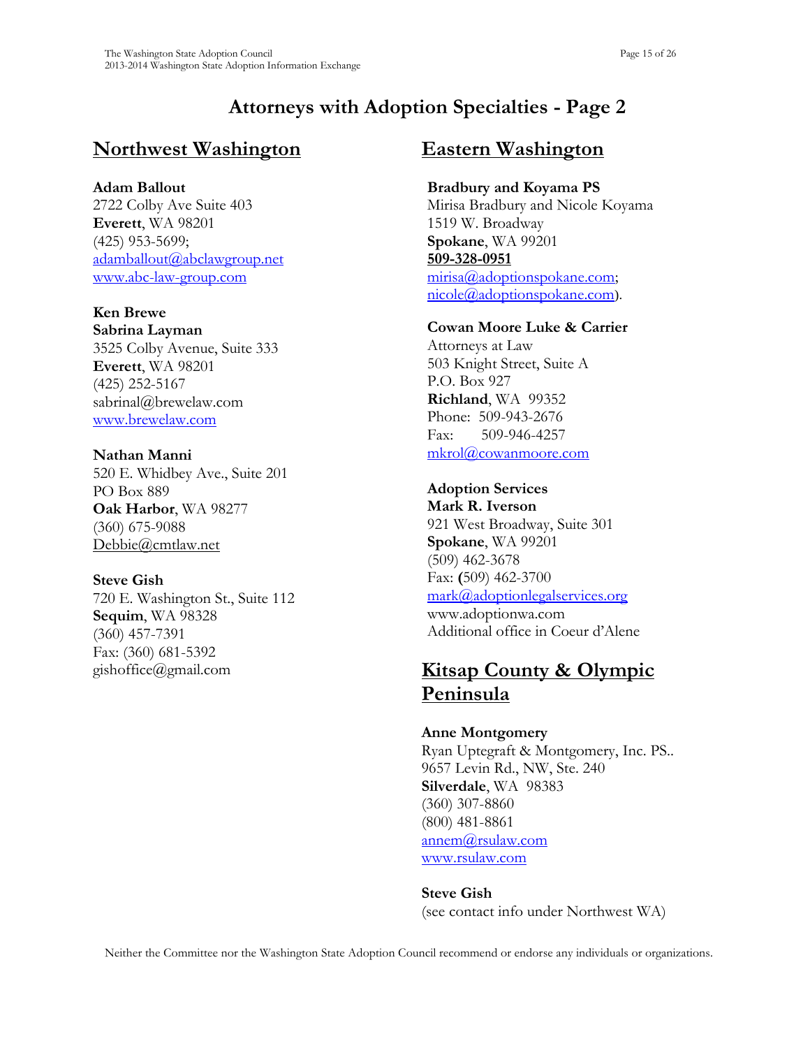# Attorneys with Adoption Specialties - Page 2

## Northwest Washington

**Adam Ballout**
2722 Colby Ave Suite 403
**Everett**, WA 98201
(425) 953-5699;
adamballout@abclawgroup.net
www.abc-law-group.com

**Ken Brewe**
**Sabrina Layman**
3525 Colby Avenue, Suite 333
**Everett**, WA 98201
(425) 252-5167
sabrinal@brewelaw.com
www.brewelaw.com

**Nathan Manni**
520 E. Whidbey Ave., Suite 201
PO Box 889
**Oak Harbor**, WA 98277
(360) 675-9088
Debbie@cmtlaw.net

**Steve Gish**
720 E. Washington St., Suite 112
**Sequim**, WA 98328
(360) 457-7391
Fax: (360) 681-5392
gishoffice@gmail.com

## Eastern Washington

**Bradbury and Koyama PS**
Mirisa Bradbury and Nicole Koyama
1519 W. Broadway
**Spokane**, WA 99201
**509-328-0951**
mirisa@adoptionspokane.com;
nicole@adoptionspokane.com).

**Cowan Moore Luke & Carrier**
Attorneys at Law
503 Knight Street, Suite A
P.O. Box 927
**Richland**, WA 99352
Phone: 509-943-2676
Fax: 509-946-4257
mkrol@cowanmoore.com

**Adoption Services**
**Mark R. Iverson**
921 West Broadway, Suite 301
**Spokane**, WA 99201
(509) 462-3678
Fax: **(**509) 462-3700
mark@adoptionlegalservices.org
www.adoptionwa.com
Additional office in Coeur d'Alene

## Kitsap County & Olympic Peninsula

**Anne Montgomery**
Ryan Uptegraft & Montgomery, Inc. PS..
9657 Levin Rd., NW, Ste. 240
**Silverdale**, WA 98383
(360) 307-8860
(800) 481-8861
annem@rsulaw.com
www.rsulaw.com

**Steve Gish**
(see contact info under Northwest WA)

Neither the Committee nor the Washington State Adoption Council recommend or endorse any individuals or organizations.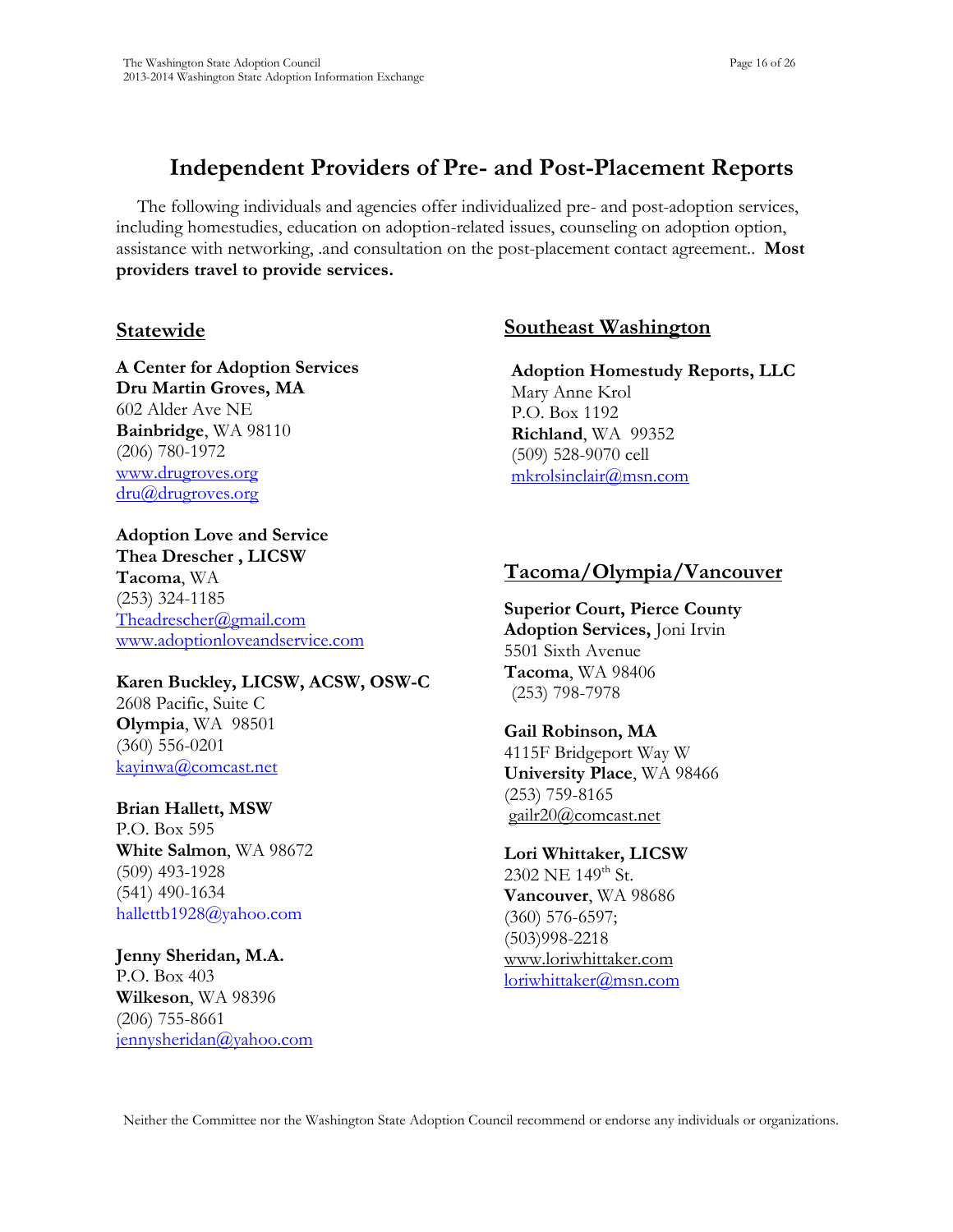# Independent Providers of Pre- and Post-Placement Reports

The following individuals and agencies offer individualized pre- and post-adoption services, including homestudies, education on adoption-related issues, counseling on adoption option, assistance with networking, .and consultation on the post-placement contact agreement.. **Most providers travel to provide services.**

## Statewide

**A Center for Adoption Services**
**Dru Martin Groves, MA**
602 Alder Ave NE
**Bainbridge**, WA 98110
(206) 780-1972
www.drugroves.org
dru@drugroves.org

**Adoption Love and Service**
**Thea Drescher , LICSW**
**Tacoma**, WA
(253) 324-1185
Theadrescher@gmail.com
www.adoptionloveandservice.com

**Karen Buckley, LICSW, ACSW, OSW-C**
2608 Pacific, Suite C
**Olympia**, WA 98501
(360) 556-0201
kayinwa@comcast.net

**Brian Hallett, MSW**
P.O. Box 595
**White Salmon**, WA 98672
(509) 493-1928
(541) 490-1634
hallettb1928@yahoo.com

**Jenny Sheridan, M.A.**
P.O. Box 403
**Wilkeson**, WA 98396
(206) 755-8661
jennysheridan@yahoo.com

## Southeast Washington

**Adoption Homestudy Reports, LLC**
Mary Anne Krol
P.O. Box 1192
**Richland**, WA 99352
(509) 528-9070 cell
mkrolsinclair@msn.com

## Tacoma/Olympia/Vancouver

**Superior Court, Pierce County Adoption Services,** Joni Irvin
5501 Sixth Avenue
**Tacoma**, WA 98406
(253) 798-7978

**Gail Robinson, MA**
4115F Bridgeport Way W
**University Place**, WA 98466
(253) 759-8165
gailr20@comcast.net

**Lori Whittaker, LICSW**
2302 NE 149th St.
**Vancouver**, WA 98686
(360) 576-6597;
(503)998-2218
www.loriwhittaker.com
loriwhittaker@msn.com

Neither the Committee nor the Washington State Adoption Council recommend or endorse any individuals or organizations.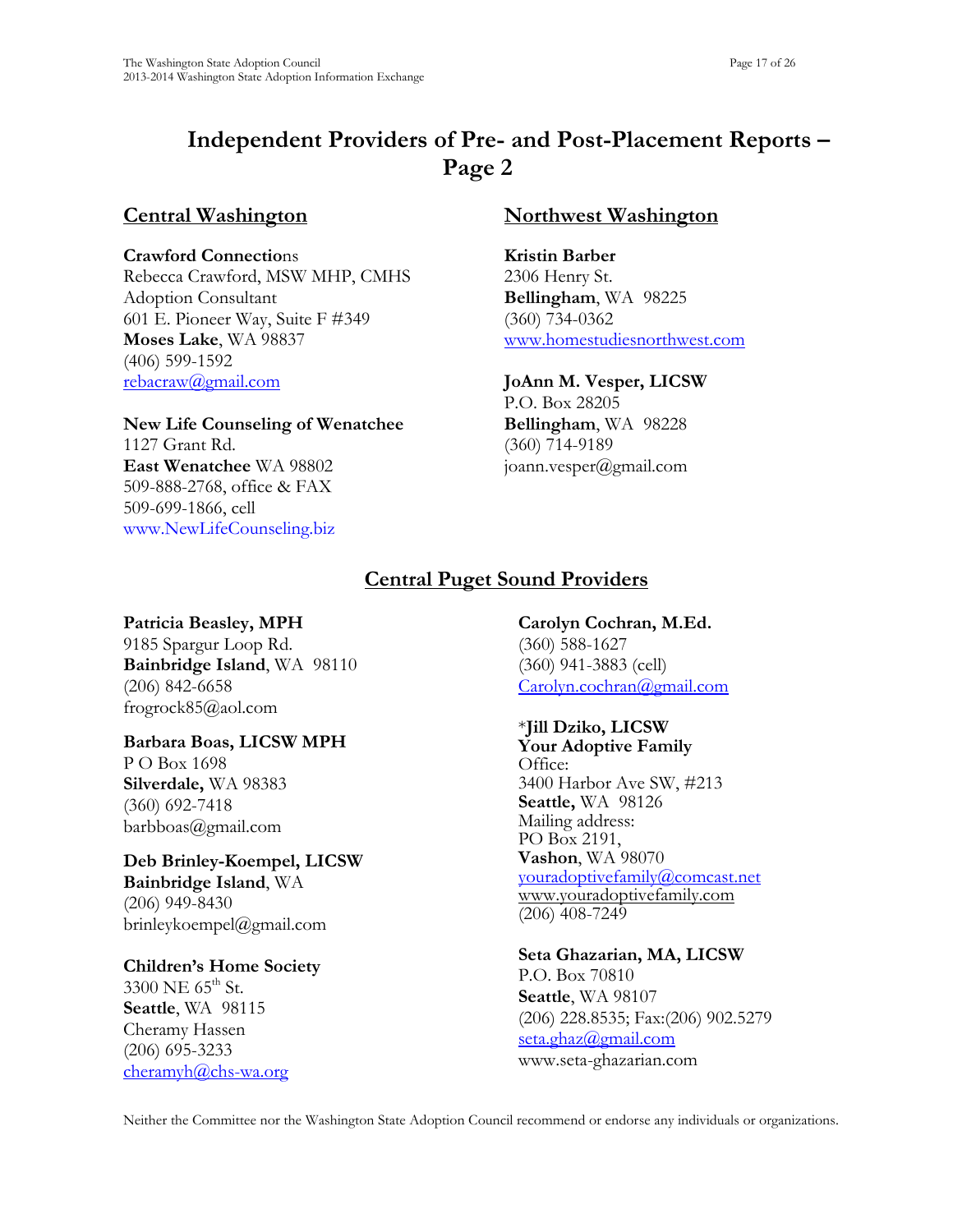# Independent Providers of Pre- and Post-Placement Reports – Page 2

## Central Washington

**Crawford Connections**
Rebecca Crawford, MSW MHP, CMHS
Adoption Consultant
601 E. Pioneer Way, Suite F #349
**Moses Lake**, WA 98837
(406) 599-1592
rebacraw@gmail.com

**New Life Counseling of Wenatchee**
1127 Grant Rd.
**East Wenatchee** WA 98802
509-888-2768, office & FAX
509-699-1866, cell
www.NewLifeCounseling.biz

## Northwest Washington

**Kristin Barber**
2306 Henry St.
**Bellingham**, WA 98225
(360) 734-0362
www.homestudiesnorthwest.com

**JoAnn M. Vesper, LICSW**
P.O. Box 28205
**Bellingham**, WA 98228
(360) 714-9189
joann.vesper@gmail.com

## Central Puget Sound Providers

**Patricia Beasley, MPH**
9185 Spargur Loop Rd.
**Bainbridge Island**, WA 98110
(206) 842-6658
frogrock85@aol.com

**Barbara Boas, LICSW MPH**
P O Box 1698
**Silverdale,** WA 98383
(360) 692-7418
barbboas@gmail.com

**Deb Brinley-Koempel, LICSW**
**Bainbridge Island**, WA
(206) 949-8430
brinleykoempel@gmail.com

**Children's Home Society**
3300 NE 65th St.
**Seattle**, WA 98115
Cheramy Hassen
(206) 695-3233
cheramyh@chs-wa.org

**Carolyn Cochran, M.Ed.**
(360) 588-1627
(360) 941-3883 (cell)
Carolyn.cochran@gmail.com

*__Jill Dziko, LICSW__
**Your Adoptive Family**
Office:
3400 Harbor Ave SW, #213
**Seattle,** WA 98126
Mailing address:
PO Box 2191,
**Vashon**, WA 98070
youradoptivefamily@comcast.net
www.youradoptivefamily.com
(206) 408-7249

**Seta Ghazarian, MA, LICSW**
P.O. Box 70810
**Seattle**, WA 98107
(206) 228.8535; Fax:(206) 902.5279
seta.ghaz@gmail.com
www.seta-ghazarian.com

Neither the Committee nor the Washington State Adoption Council recommend or endorse any individuals or organizations.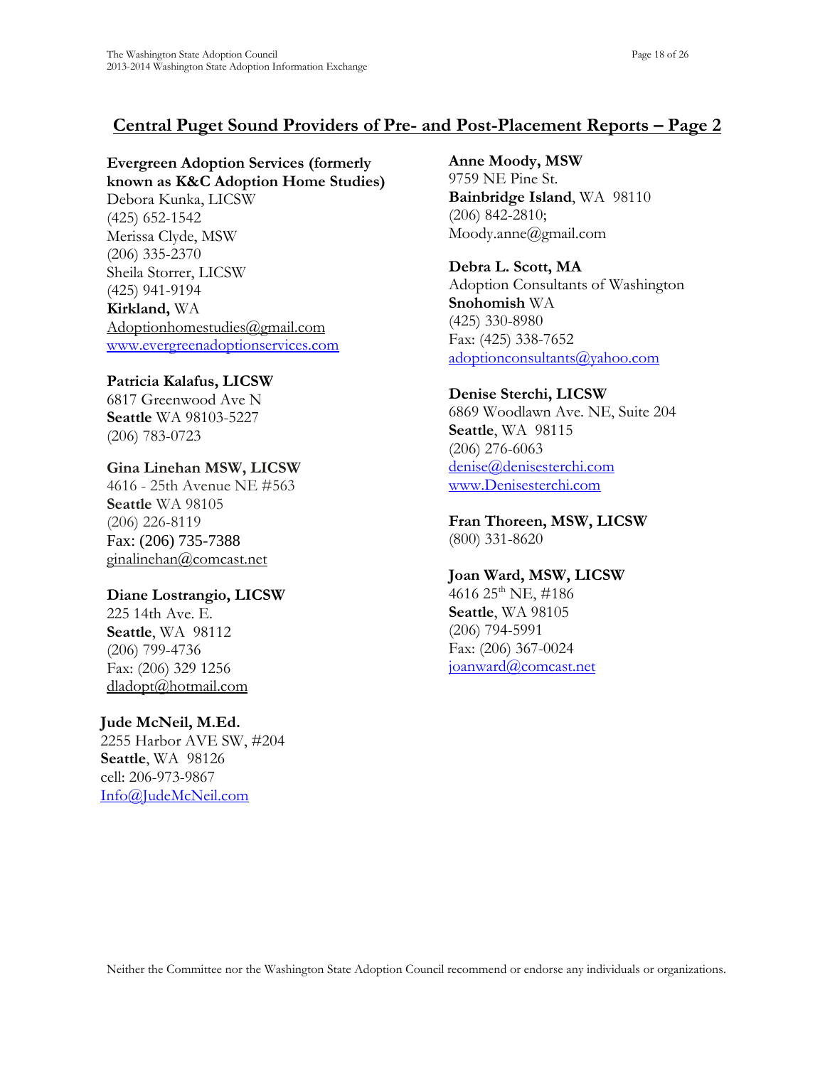## Central Puget Sound Providers of Pre- and Post-Placement Reports – Page 2

**Evergreen Adoption Services (formerly known as K&C Adoption Home Studies)**
Debora Kunka, LICSW
(425) 652-1542
Merissa Clyde, MSW
(206) 335-2370
Sheila Storrer, LICSW
(425) 941-9194
**Kirkland,** WA
Adoptionhomestudies@gmail.com
www.evergreenadoptionservices.com

**Patricia Kalafus, LICSW**
6817 Greenwood Ave N
**Seattle** WA 98103-5227
(206) 783-0723

**Gina Linehan MSW, LICSW**
4616 - 25th Avenue NE #563
**Seattle** WA 98105
(206) 226-8119
Fax: (206) 735-7388
ginalinehan@comcast.net

**Diane Lostrangio, LICSW**
225 14th Ave. E.
**Seattle**, WA 98112
(206) 799-4736
Fax: (206) 329 1256
dladopt@hotmail.com

**Jude McNeil, M.Ed.**
2255 Harbor AVE SW, #204
**Seattle**, WA 98126
cell: 206-973-9867
Info@JudeMcNeil.com

**Anne Moody, MSW**
9759 NE Pine St.
**Bainbridge Island**, WA 98110
(206) 842-2810;
Moody.anne@gmail.com

**Debra L. Scott, MA**
Adoption Consultants of Washington
**Snohomish** WA
(425) 330-8980
Fax: (425) 338-7652
adoptionconsultants@yahoo.com

**Denise Sterchi, LICSW**
6869 Woodlawn Ave. NE, Suite 204
**Seattle**, WA 98115
(206) 276-6063
denise@denisesterchi.com
www.Denisesterchi.com

**Fran Thoreen, MSW, LICSW**
(800) 331-8620

**Joan Ward, MSW, LICSW**
4616 25th NE, #186
**Seattle**, WA 98105
(206) 794-5991
Fax: (206) 367-0024
joanward@comcast.net

Neither the Committee nor the Washington State Adoption Council recommend or endorse any individuals or organizations.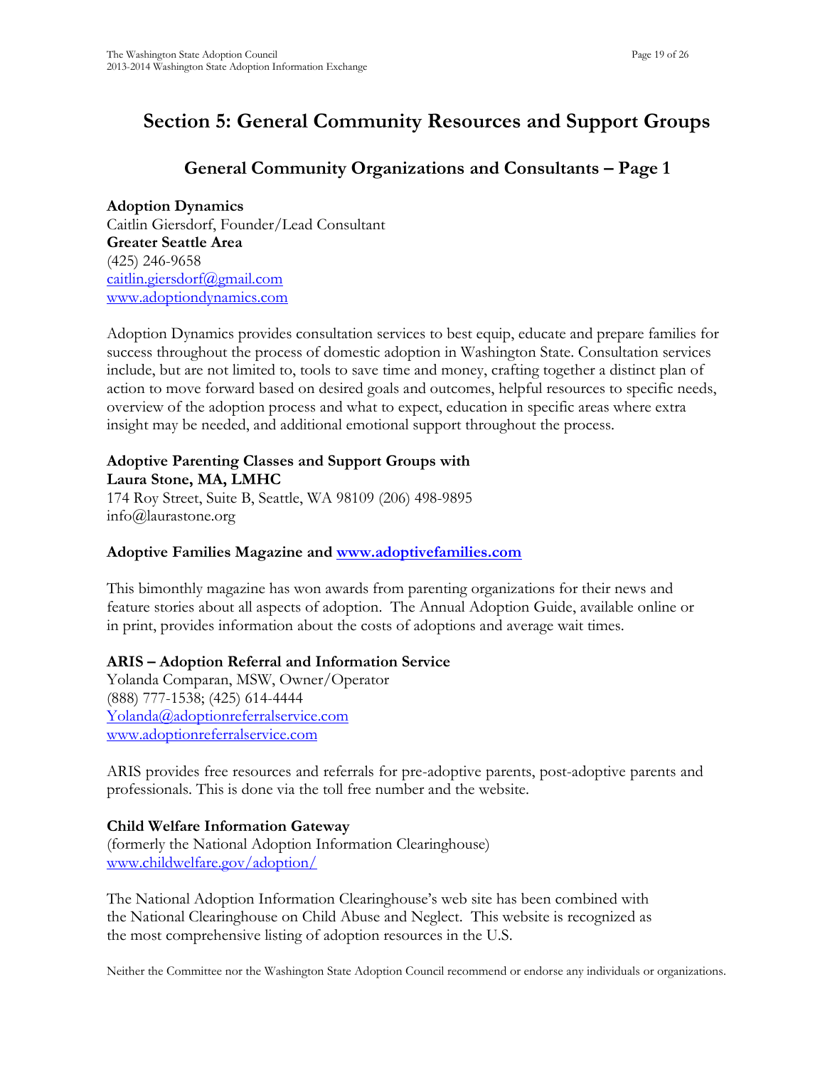# Section 5: General Community Resources and Support Groups

## General Community Organizations and Consultants – Page 1

**Adoption Dynamics**
Caitlin Giersdorf, Founder/Lead Consultant
**Greater Seattle Area**
(425) 246-9658
caitlin.giersdorf@gmail.com
www.adoptiondynamics.com

Adoption Dynamics provides consultation services to best equip, educate and prepare families for success throughout the process of domestic adoption in Washington State. Consultation services include, but are not limited to, tools to save time and money, crafting together a distinct plan of action to move forward based on desired goals and outcomes, helpful resources to specific needs, overview of the adoption process and what to expect, education in specific areas where extra insight may be needed, and additional emotional support throughout the process.

**Adoptive Parenting Classes and Support Groups with Laura Stone, MA, LMHC**
174 Roy Street, Suite B, Seattle, WA 98109 (206) 498-9895
info@laurastone.org

**Adoptive Families Magazine and www.adoptivefamilies.com**

This bimonthly magazine has won awards from parenting organizations for their news and feature stories about all aspects of adoption. The Annual Adoption Guide, available online or in print, provides information about the costs of adoptions and average wait times.

**ARIS – Adoption Referral and Information Service**
Yolanda Comparan, MSW, Owner/Operator
(888) 777-1538; (425) 614-4444
Yolanda@adoptionreferralservice.com
www.adoptionreferralservice.com

ARIS provides free resources and referrals for pre-adoptive parents, post-adoptive parents and professionals. This is done via the toll free number and the website.

**Child Welfare Information Gateway**
(formerly the National Adoption Information Clearinghouse)
www.childwelfare.gov/adoption/

The National Adoption Information Clearinghouse's web site has been combined with the National Clearinghouse on Child Abuse and Neglect. This website is recognized as the most comprehensive listing of adoption resources in the U.S.

Neither the Committee nor the Washington State Adoption Council recommend or endorse any individuals or organizations.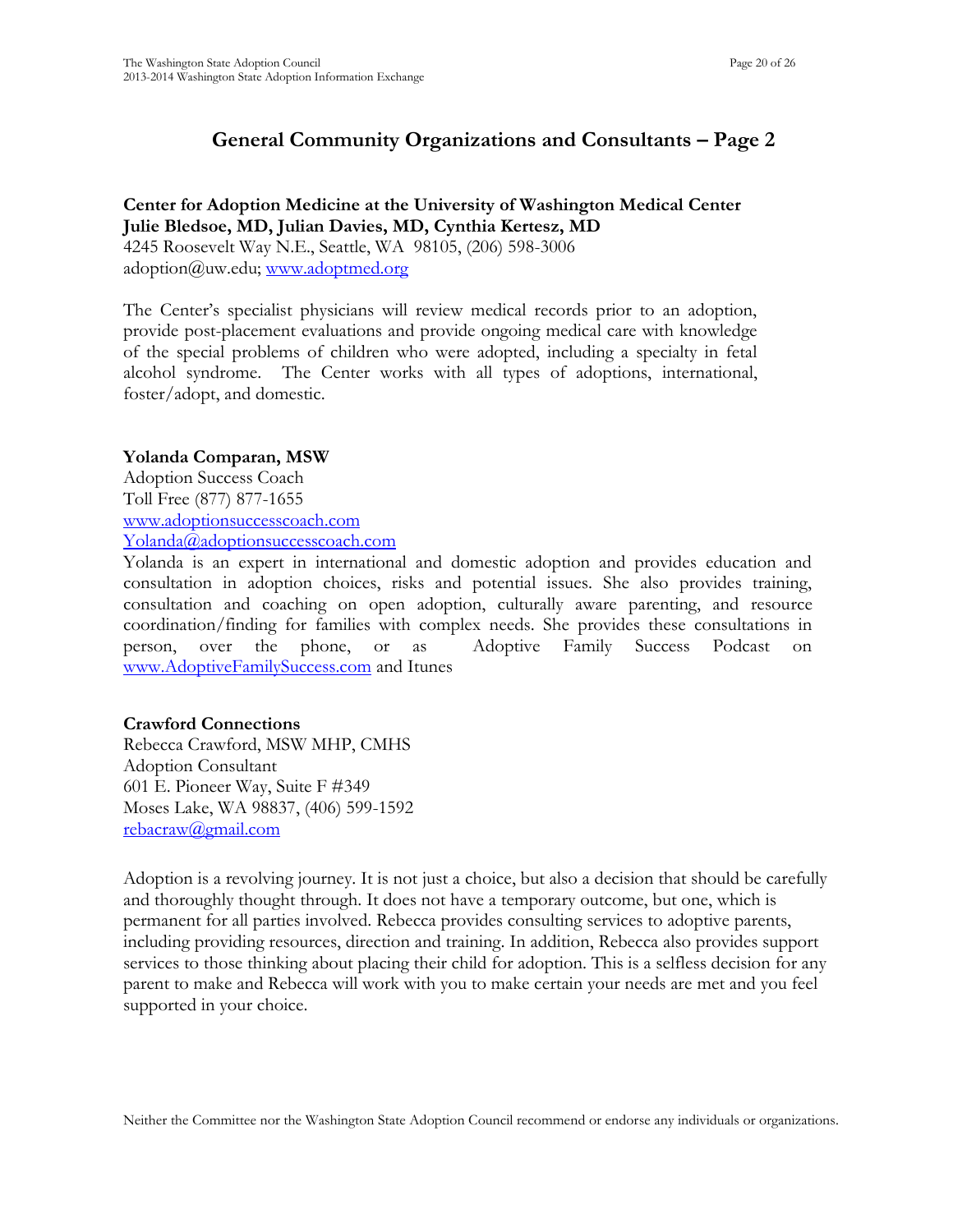## General Community Organizations and Consultants – Page 2

**Center for Adoption Medicine at the University of Washington Medical Center**
**Julie Bledsoe, MD, Julian Davies, MD, Cynthia Kertesz, MD**
4245 Roosevelt Way N.E., Seattle, WA 98105, (206) 598-3006
adoption@uw.edu; www.adoptmed.org

The Center's specialist physicians will review medical records prior to an adoption, provide post-placement evaluations and provide ongoing medical care with knowledge of the special problems of children who were adopted, including a specialty in fetal alcohol syndrome. The Center works with all types of adoptions, international, foster/adopt, and domestic.

**Yolanda Comparan, MSW**
Adoption Success Coach
Toll Free (877) 877-1655
www.adoptionsuccesscoach.com
Yolanda@adoptionsuccesscoach.com
Yolanda is an expert in international and domestic adoption and provides education and consultation in adoption choices, risks and potential issues. She also provides training, consultation and coaching on open adoption, culturally aware parenting, and resource coordination/finding for families with complex needs. She provides these consultations in person, over the phone, or as Adoptive Family Success Podcast on www.AdoptiveFamilySuccess.com and Itunes

**Crawford Connections**
Rebecca Crawford, MSW MHP, CMHS
Adoption Consultant
601 E. Pioneer Way, Suite F #349
Moses Lake, WA 98837, (406) 599-1592
rebacraw@gmail.com

Adoption is a revolving journey. It is not just a choice, but also a decision that should be carefully and thoroughly thought through. It does not have a temporary outcome, but one, which is permanent for all parties involved. Rebecca provides consulting services to adoptive parents, including providing resources, direction and training. In addition, Rebecca also provides support services to those thinking about placing their child for adoption. This is a selfless decision for any parent to make and Rebecca will work with you to make certain your needs are met and you feel supported in your choice.

Neither the Committee nor the Washington State Adoption Council recommend or endorse any individuals or organizations.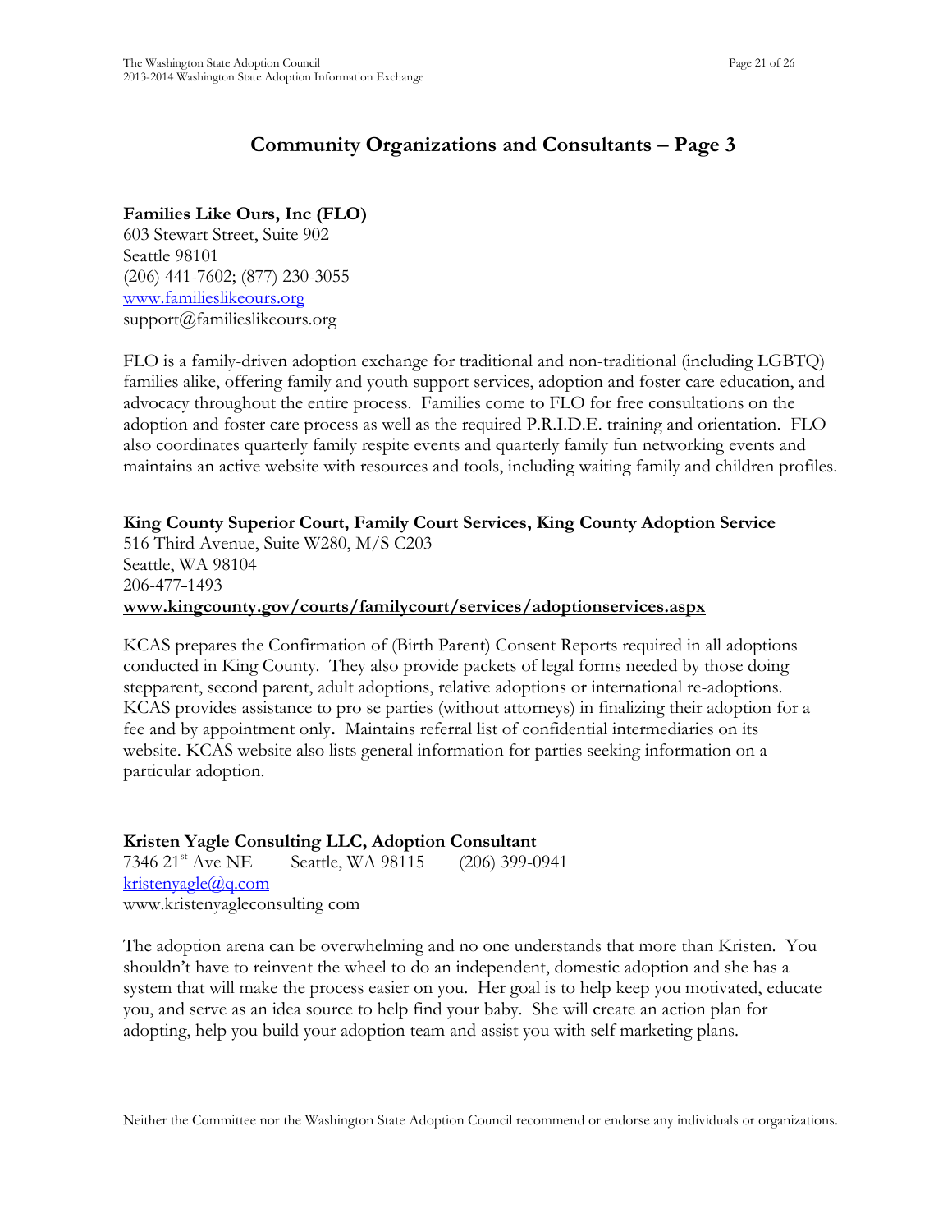# Community Organizations and Consultants – Page 3

**Families Like Ours, Inc (FLO)**
603 Stewart Street, Suite 902
Seattle 98101
(206) 441-7602; (877) 230-3055
www.familieslikeours.org
support@familieslikeours.org

FLO is a family-driven adoption exchange for traditional and non-traditional (including LGBTQ) families alike, offering family and youth support services, adoption and foster care education, and advocacy throughout the entire process. Families come to FLO for free consultations on the adoption and foster care process as well as the required P.R.I.D.E. training and orientation. FLO also coordinates quarterly family respite events and quarterly family fun networking events and maintains an active website with resources and tools, including waiting family and children profiles.

**King County Superior Court, Family Court Services, King County Adoption Service**
516 Third Avenue, Suite W280, M/S C203
Seattle, WA 98104
206-477-1493
**www.kingcounty.gov/courts/familycourt/services/adoptionservices.aspx**

KCAS prepares the Confirmation of (Birth Parent) Consent Reports required in all adoptions conducted in King County. They also provide packets of legal forms needed by those doing stepparent, second parent, adult adoptions, relative adoptions or international re-adoptions. KCAS provides assistance to pro se parties (without attorneys) in finalizing their adoption for a fee and by appointment only**.** Maintains referral list of confidential intermediaries on its website. KCAS website also lists general information for parties seeking information on a particular adoption.

**Kristen Yagle Consulting LLC, Adoption Consultant**
7346 21st Ave NE Seattle, WA 98115 (206) 399-0941
kristenyagle@q.com
www.kristenyagleconsulting com

The adoption arena can be overwhelming and no one understands that more than Kristen. You shouldn't have to reinvent the wheel to do an independent, domestic adoption and she has a system that will make the process easier on you. Her goal is to help keep you motivated, educate you, and serve as an idea source to help find your baby. She will create an action plan for adopting, help you build your adoption team and assist you with self marketing plans.

Neither the Committee nor the Washington State Adoption Council recommend or endorse any individuals or organizations.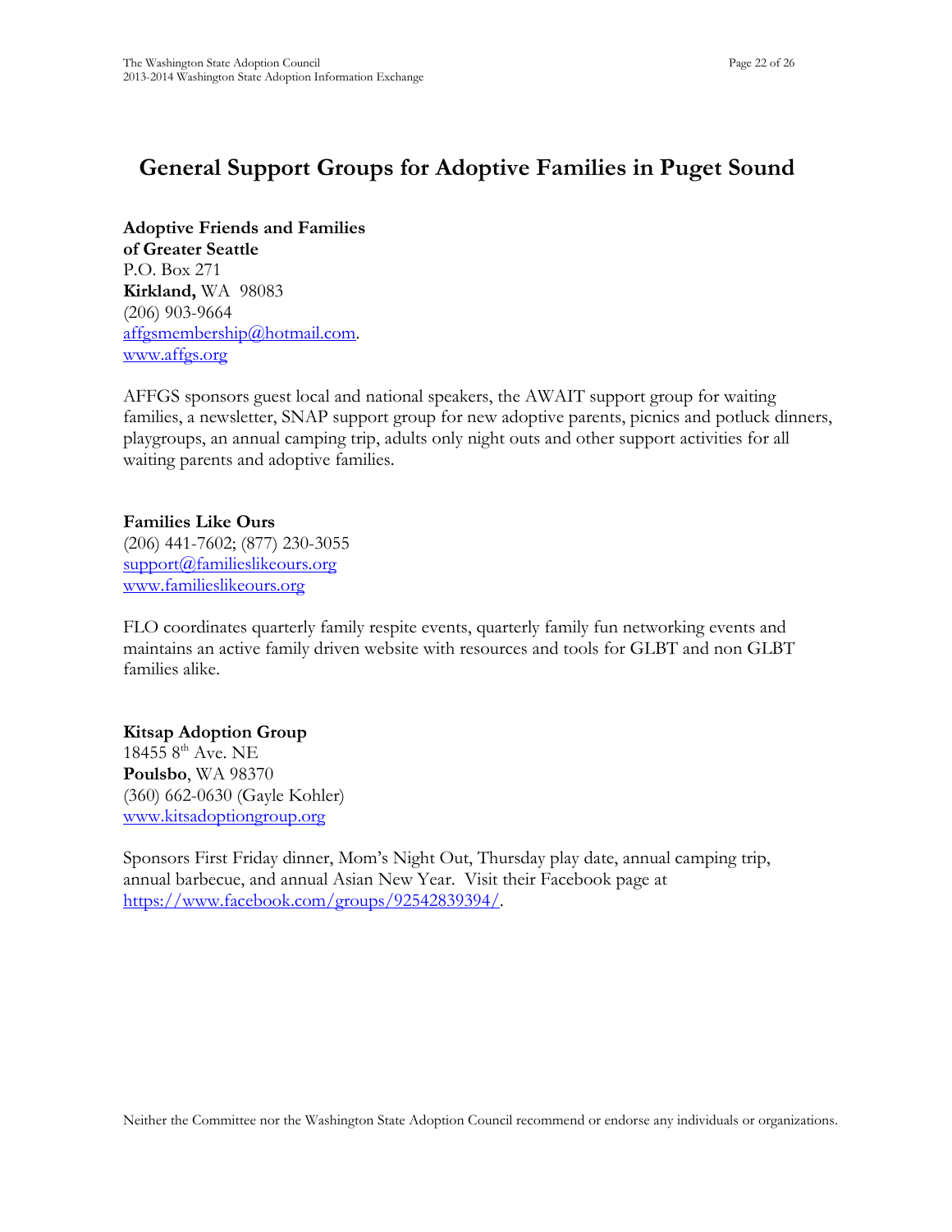# General Support Groups for Adoptive Families in Puget Sound

**Adoptive Friends and Families of Greater Seattle**
P.O. Box 271
**Kirkland,** WA 98083
(206) 903-9664
affgsmembership@hotmail.com.
www.affgs.org

AFFGS sponsors guest local and national speakers, the AWAIT support group for waiting families, a newsletter, SNAP support group for new adoptive parents, picnics and potluck dinners, playgroups, an annual camping trip, adults only night outs and other support activities for all waiting parents and adoptive families.

**Families Like Ours**
(206) 441-7602; (877) 230-3055
support@familieslikeours.org
www.familieslikeours.org

FLO coordinates quarterly family respite events, quarterly family fun networking events and maintains an active family driven website with resources and tools for GLBT and non GLBT families alike.

**Kitsap Adoption Group**
18455 8th Ave. NE
**Poulsbo**, WA 98370
(360) 662-0630 (Gayle Kohler)
www.kitsadoptiongroup.org

Sponsors First Friday dinner, Mom's Night Out, Thursday play date, annual camping trip, annual barbecue, and annual Asian New Year. Visit their Facebook page at https://www.facebook.com/groups/92542839394/.

Neither the Committee nor the Washington State Adoption Council recommend or endorse any individuals or organizations.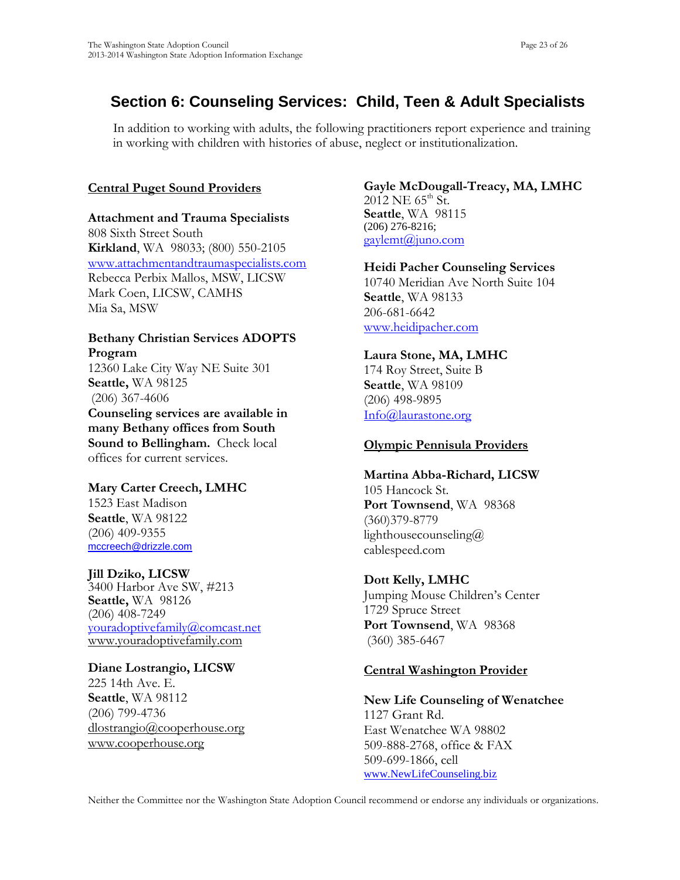## Section 6: Counseling Services: Child, Teen & Adult Specialists

In addition to working with adults, the following practitioners report experience and training in working with children with histories of abuse, neglect or institutionalization.

### Central Puget Sound Providers

**Attachment and Trauma Specialists**
808 Sixth Street South
**Kirkland**, WA 98033; (800) 550-2105
www.attachmentandtraumaspecialists.com
Rebecca Perbix Mallos, MSW, LICSW
Mark Coen, LICSW, CAMHS
Mia Sa, MSW

**Bethany Christian Services ADOPTS Program**
12360 Lake City Way NE Suite 301
**Seattle,** WA 98125
(206) 367-4606
**Counseling services are available in many Bethany offices from South Sound to Bellingham.** Check local offices for current services.

**Mary Carter Creech, LMHC**
1523 East Madison
**Seattle**, WA 98122
(206) 409-9355
mccreech@drizzle.com

**Jill Dziko, LICSW**
3400 Harbor Ave SW, #213
**Seattle,** WA 98126
(206) 408-7249
youradoptivefamily@comcast.net
www.youradoptivefamily.com

**Diane Lostrangio, LICSW**
225 14th Ave. E.
**Seattle**, WA 98112
(206) 799-4736
dlostrangio@cooperhouse.org
www.cooperhouse.org

**Gayle McDougall-Treacy, MA, LMHC**
2012 NE 65th St.
**Seattle**, WA 98115
(206) 276-8216;
gaylemt@juno.com

**Heidi Pacher Counseling Services**
10740 Meridian Ave North Suite 104
**Seattle**, WA 98133
206-681-6642
www.heidipacher.com

**Laura Stone, MA, LMHC**
174 Roy Street, Suite B
**Seattle**, WA 98109
(206) 498-9895
Info@laurastone.org

### Olympic Pennisula Providers

**Martina Abba-Richard, LICSW**
105 Hancock St.
**Port Townsend**, WA 98368
(360)379-8779
lighthousecounseling@cablespeed.com

**Dott Kelly, LMHC**
Jumping Mouse Children's Center
1729 Spruce Street
**Port Townsend**, WA 98368
(360) 385-6467

### Central Washington Provider

**New Life Counseling of Wenatchee**
1127 Grant Rd.
East Wenatchee WA 98802
509-888-2768, office & FAX
509-699-1866, cell
www.NewLifeCounseling.biz

Neither the Committee nor the Washington State Adoption Council recommend or endorse any individuals or organizations.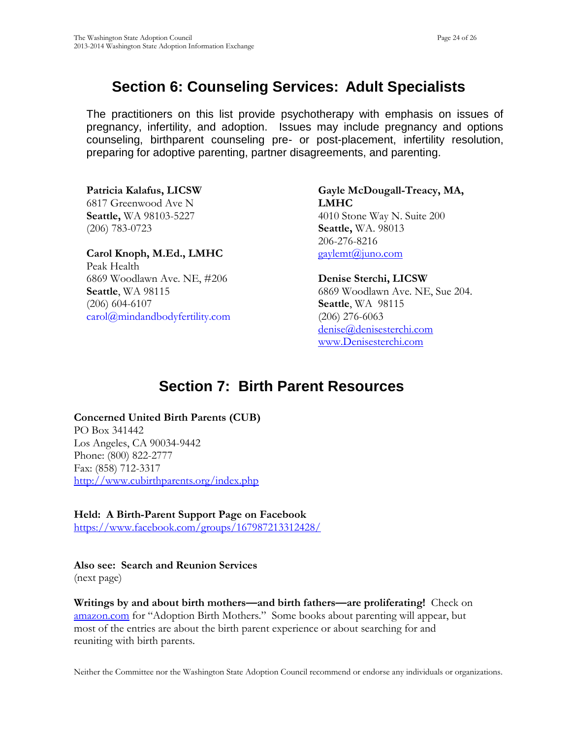## Section 6: Counseling Services: Adult Specialists

The practitioners on this list provide psychotherapy with emphasis on issues of pregnancy, infertility, and adoption. Issues may include pregnancy and options counseling, birthparent counseling pre- or post-placement, infertility resolution, preparing for adoptive parenting, partner disagreements, and parenting.

**Patricia Kalafus, LICSW**
6817 Greenwood Ave N
**Seattle,** WA 98103-5227
(206) 783-0723

**Carol Knoph, M.Ed., LMHC**
Peak Health
6869 Woodlawn Ave. NE, #206
**Seattle**, WA 98115
(206) 604-6107
carol@mindandbodyfertility.com

**Gayle McDougall-Treacy, MA, LMHC**
4010 Stone Way N. Suite 200
**Seattle,** WA. 98013
206-276-8216
gaylemt@juno.com

**Denise Sterchi, LICSW**
6869 Woodlawn Ave. NE, Sue 204.
**Seattle**, WA 98115
(206) 276-6063
denise@denisesterchi.com
www.Denisesterchi.com

## Section 7: Birth Parent Resources

**Concerned United Birth Parents (CUB)**
PO Box 341442
Los Angeles, CA 90034-9442
Phone: (800) 822-2777
Fax: (858) 712-3317
http://www.cubirthparents.org/index.php

**Held: A Birth-Parent Support Page on Facebook**
https://www.facebook.com/groups/167987213312428/

**Also see: Search and Reunion Services**
(next page)

**Writings by and about birth mothers—and birth fathers—are proliferating!** Check on amazon.com for "Adoption Birth Mothers." Some books about parenting will appear, but most of the entries are about the birth parent experience or about searching for and reuniting with birth parents.

Neither the Committee nor the Washington State Adoption Council recommend or endorse any individuals or organizations.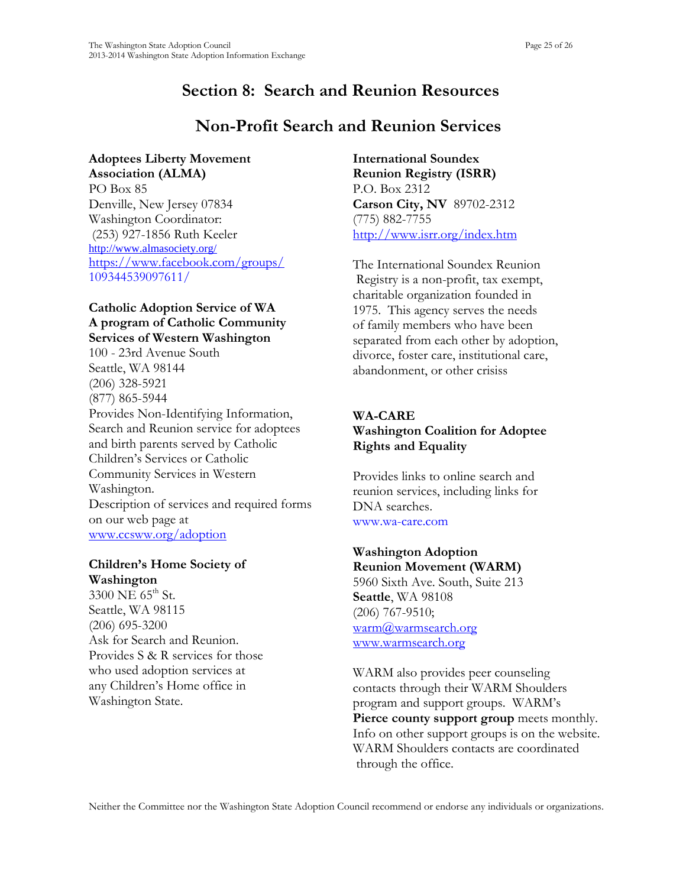# Section 8: Search and Reunion Resources

## Non-Profit Search and Reunion Services

**Adoptees Liberty Movement Association (ALMA)**
PO Box 85
Denville, New Jersey 07834
Washington Coordinator:
(253) 927-1856 Ruth Keeler
http://www.almasociety.org/
https://www.facebook.com/groups/109344539097611/

**Catholic Adoption Service of WA**
**A program of Catholic Community Services of Western Washington**
100 - 23rd Avenue South
Seattle, WA 98144
(206) 328-5921
(877) 865-5944
Provides Non-Identifying Information, Search and Reunion service for adoptees and birth parents served by Catholic Children's Services or Catholic Community Services in Western Washington.
Description of services and required forms on our web page at
www.ccsww.org/adoption

**Children's Home Society of Washington**
3300 NE 65th St.
Seattle, WA 98115
(206) 695-3200
Ask for Search and Reunion.
Provides S & R services for those who used adoption services at any Children's Home office in Washington State.

**International Soundex Reunion Registry (ISRR)**
P.O. Box 2312
**Carson City, NV** 89702-2312
(775) 882-7755
http://www.isrr.org/index.htm

The International Soundex Reunion Registry is a non-profit, tax exempt, charitable organization founded in 1975. This agency serves the needs of family members who have been separated from each other by adoption, divorce, foster care, institutional care, abandonment, or other crisiss

**WA-CARE**
**Washington Coalition for Adoptee Rights and Equality**

Provides links to online search and reunion services, including links for DNA searches.
www.wa-care.com

**Washington Adoption Reunion Movement (WARM)**
5960 Sixth Ave. South, Suite 213
**Seattle**, WA 98108
(206) 767-9510;
warm@warmsearch.org
www.warmsearch.org

WARM also provides peer counseling contacts through their WARM Shoulders program and support groups. WARM's **Pierce county support group** meets monthly. Info on other support groups is on the website. WARM Shoulders contacts are coordinated through the office.

Neither the Committee nor the Washington State Adoption Council recommend or endorse any individuals or organizations.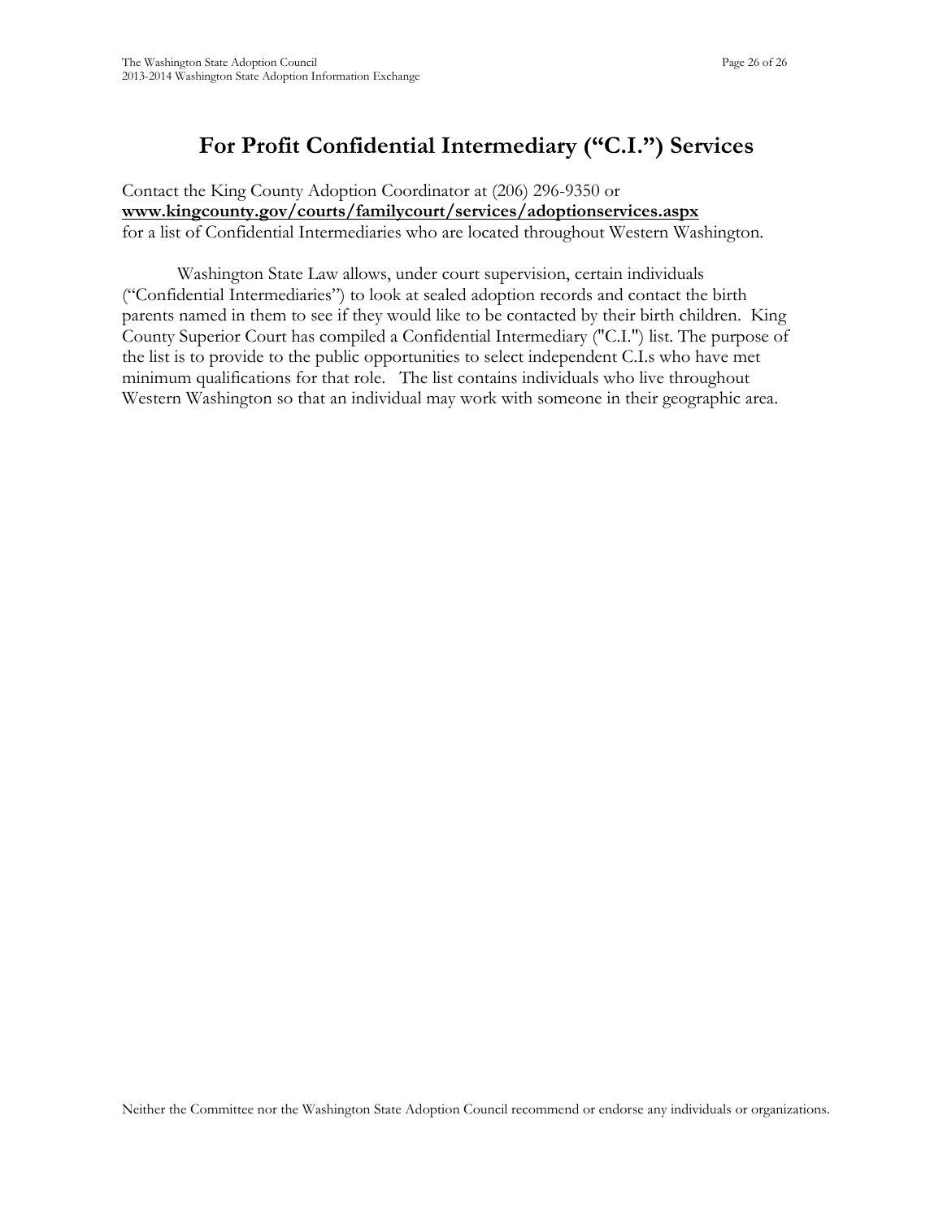# For Profit Confidential Intermediary ("C.I.") Services

Contact the King County Adoption Coordinator at (206) 296-9350 or **www.kingcounty.gov/courts/familycourt/services/adoptionservices.aspx** for a list of Confidential Intermediaries who are located throughout Western Washington.

Washington State Law allows, under court supervision, certain individuals ("Confidential Intermediaries") to look at sealed adoption records and contact the birth parents named in them to see if they would like to be contacted by their birth children. King County Superior Court has compiled a Confidential Intermediary ("C.I.") list. The purpose of the list is to provide to the public opportunities to select independent C.I.s who have met minimum qualifications for that role. The list contains individuals who live throughout Western Washington so that an individual may work with someone in their geographic area.

Neither the Committee nor the Washington State Adoption Council recommend or endorse any individuals or organizations.